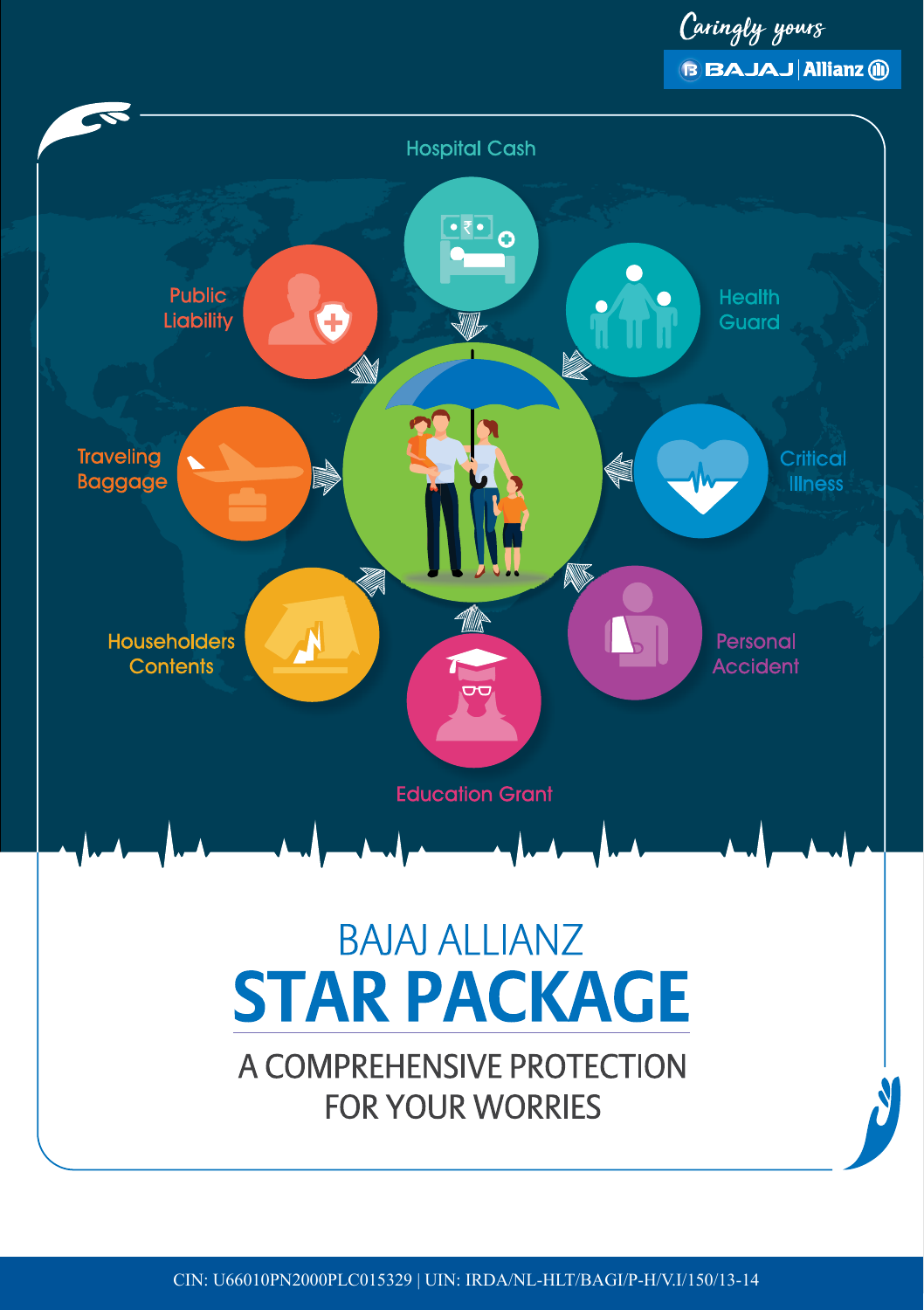Caringly yours

BAJAJ | Allianz

Hospital Cash

Public Liability

Health Guard

Traveling Baggage

Critical Illness

Householders Contents

Personal Accident

Education Grant

# BAJAJ ALLIANZ
# STAR PACKAGE

## A COMPREHENSIVE PROTECTION FOR YOUR WORRIES

CIN: U66010PN2000PLC015329 | UIN: IRDA/NL-HLT/BAGI/P-H/V.I/150/13-14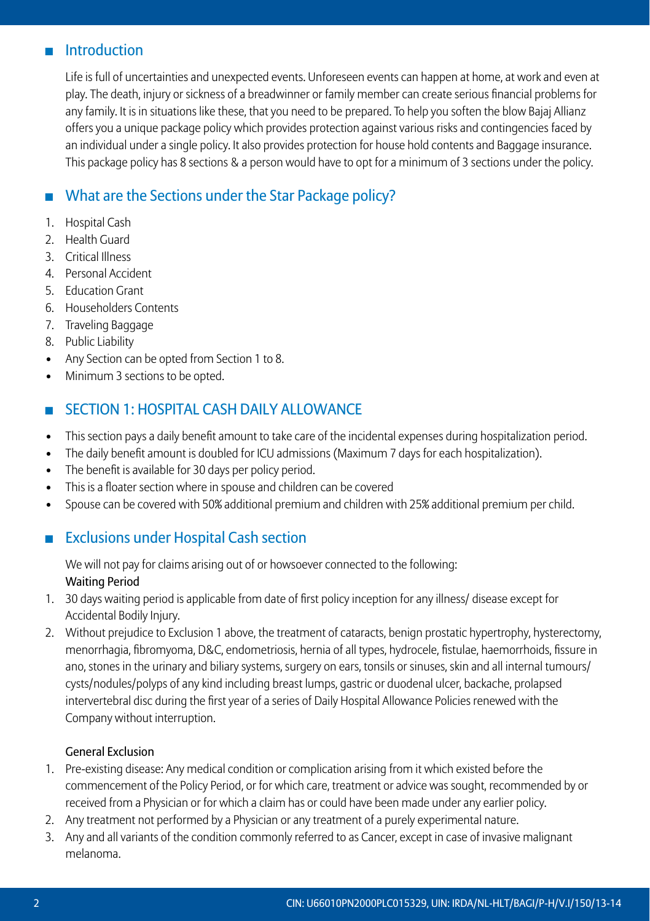## Introduction

Life is full of uncertainties and unexpected events. Unforeseen events can happen at home, at work and even at play. The death, injury or sickness of a breadwinner or family member can create serious financial problems for any family. It is in situations like these, that you need to be prepared. To help you soften the blow Bajaj Allianz offers you a unique package policy which provides protection against various risks and contingencies faced by an individual under a single policy. It also provides protection for house hold contents and Baggage insurance. This package policy has 8 sections & a person would have to opt for a minimum of 3 sections under the policy.

## What are the Sections under the Star Package policy?

1. Hospital Cash
2. Health Guard
3. Critical Illness
4. Personal Accident
5. Education Grant
6. Householders Contents
7. Traveling Baggage
8. Public Liability

- Any Section can be opted from Section 1 to 8.
- Minimum 3 sections to be opted.

## SECTION 1: HOSPITAL CASH DAILY ALLOWANCE

- This section pays a daily benefit amount to take care of the incidental expenses during hospitalization period.
- The daily benefit amount is doubled for ICU admissions (Maximum 7 days for each hospitalization).
- The benefit is available for 30 days per policy period.
- This is a floater section where in spouse and children can be covered
- Spouse can be covered with 50% additional premium and children with 25% additional premium per child.

## Exclusions under Hospital Cash section

We will not pay for claims arising out of or howsoever connected to the following:

**Waiting Period**

1. 30 days waiting period is applicable from date of first policy inception for any illness/ disease except for Accidental Bodily Injury.
2. Without prejudice to Exclusion 1 above, the treatment of cataracts, benign prostatic hypertrophy, hysterectomy, menorrhagia, fibromyoma, D&C, endometriosis, hernia of all types, hydrocele, fistulae, haemorrhoids, fissure in ano, stones in the urinary and biliary systems, surgery on ears, tonsils or sinuses, skin and all internal tumours/ cysts/nodules/polyps of any kind including breast lumps, gastric or duodenal ulcer, backache, prolapsed intervertebral disc during the first year of a series of Daily Hospital Allowance Policies renewed with the Company without interruption.

**General Exclusion**

1. Pre-existing disease: Any medical condition or complication arising from it which existed before the commencement of the Policy Period, or for which care, treatment or advice was sought, recommended by or received from a Physician or for which a claim has or could have been made under any earlier policy.
2. Any treatment not performed by a Physician or any treatment of a purely experimental nature.
3. Any and all variants of the condition commonly referred to as Cancer, except in case of invasive malignant melanoma.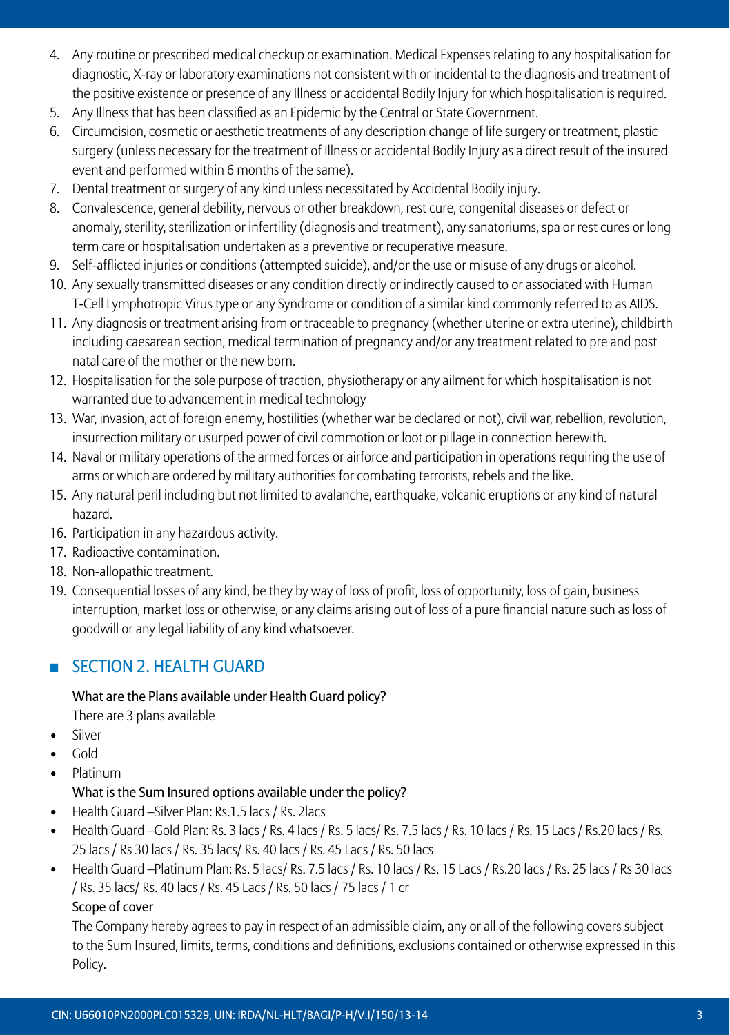4. Any routine or prescribed medical checkup or examination. Medical Expenses relating to any hospitalisation for diagnostic, X-ray or laboratory examinations not consistent with or incidental to the diagnosis and treatment of the positive existence or presence of any Illness or accidental Bodily Injury for which hospitalisation is required.
5. Any Illness that has been classified as an Epidemic by the Central or State Government.
6. Circumcision, cosmetic or aesthetic treatments of any description change of life surgery or treatment, plastic surgery (unless necessary for the treatment of Illness or accidental Bodily Injury as a direct result of the insured event and performed within 6 months of the same).
7. Dental treatment or surgery of any kind unless necessitated by Accidental Bodily injury.
8. Convalescence, general debility, nervous or other breakdown, rest cure, congenital diseases or defect or anomaly, sterility, sterilization or infertility (diagnosis and treatment), any sanatoriums, spa or rest cures or long term care or hospitalisation undertaken as a preventive or recuperative measure.
9. Self-afflicted injuries or conditions (attempted suicide), and/or the use or misuse of any drugs or alcohol.
10. Any sexually transmitted diseases or any condition directly or indirectly caused to or associated with Human T-Cell Lymphotropic Virus type or any Syndrome or condition of a similar kind commonly referred to as AIDS.
11. Any diagnosis or treatment arising from or traceable to pregnancy (whether uterine or extra uterine), childbirth including caesarean section, medical termination of pregnancy and/or any treatment related to pre and post natal care of the mother or the new born.
12. Hospitalisation for the sole purpose of traction, physiotherapy or any ailment for which hospitalisation is not warranted due to advancement in medical technology
13. War, invasion, act of foreign enemy, hostilities (whether war be declared or not), civil war, rebellion, revolution, insurrection military or usurped power of civil commotion or loot or pillage in connection herewith.
14. Naval or military operations of the armed forces or airforce and participation in operations requiring the use of arms or which are ordered by military authorities for combating terrorists, rebels and the like.
15. Any natural peril including but not limited to avalanche, earthquake, volcanic eruptions or any kind of natural hazard.
16. Participation in any hazardous activity.
17. Radioactive contamination.
18. Non-allopathic treatment.
19. Consequential losses of any kind, be they by way of loss of profit, loss of opportunity, loss of gain, business interruption, market loss or otherwise, or any claims arising out of loss of a pure financial nature such as loss of goodwill or any legal liability of any kind whatsoever.

## SECTION 2. HEALTH GUARD

**What are the Plans available under Health Guard policy?**

There are 3 plans available

- Silver
- Gold
- Platinum

**What is the Sum Insured options available under the policy?**

- Health Guard –Silver Plan: Rs.1.5 lacs / Rs. 2lacs
- Health Guard –Gold Plan: Rs. 3 lacs / Rs. 4 lacs / Rs. 5 lacs/ Rs. 7.5 lacs / Rs. 10 lacs / Rs. 15 Lacs / Rs.20 lacs / Rs. 25 lacs / Rs 30 lacs / Rs. 35 lacs/ Rs. 40 lacs / Rs. 45 Lacs / Rs. 50 lacs
- Health Guard –Platinum Plan: Rs. 5 lacs/ Rs. 7.5 lacs / Rs. 10 lacs / Rs. 15 Lacs / Rs.20 lacs / Rs. 25 lacs / Rs 30 lacs / Rs. 35 lacs/ Rs. 40 lacs / Rs. 45 Lacs / Rs. 50 lacs / 75 lacs / 1 cr

**Scope of cover**

The Company hereby agrees to pay in respect of an admissible claim, any or all of the following covers subject to the Sum Insured, limits, terms, conditions and definitions, exclusions contained or otherwise expressed in this Policy.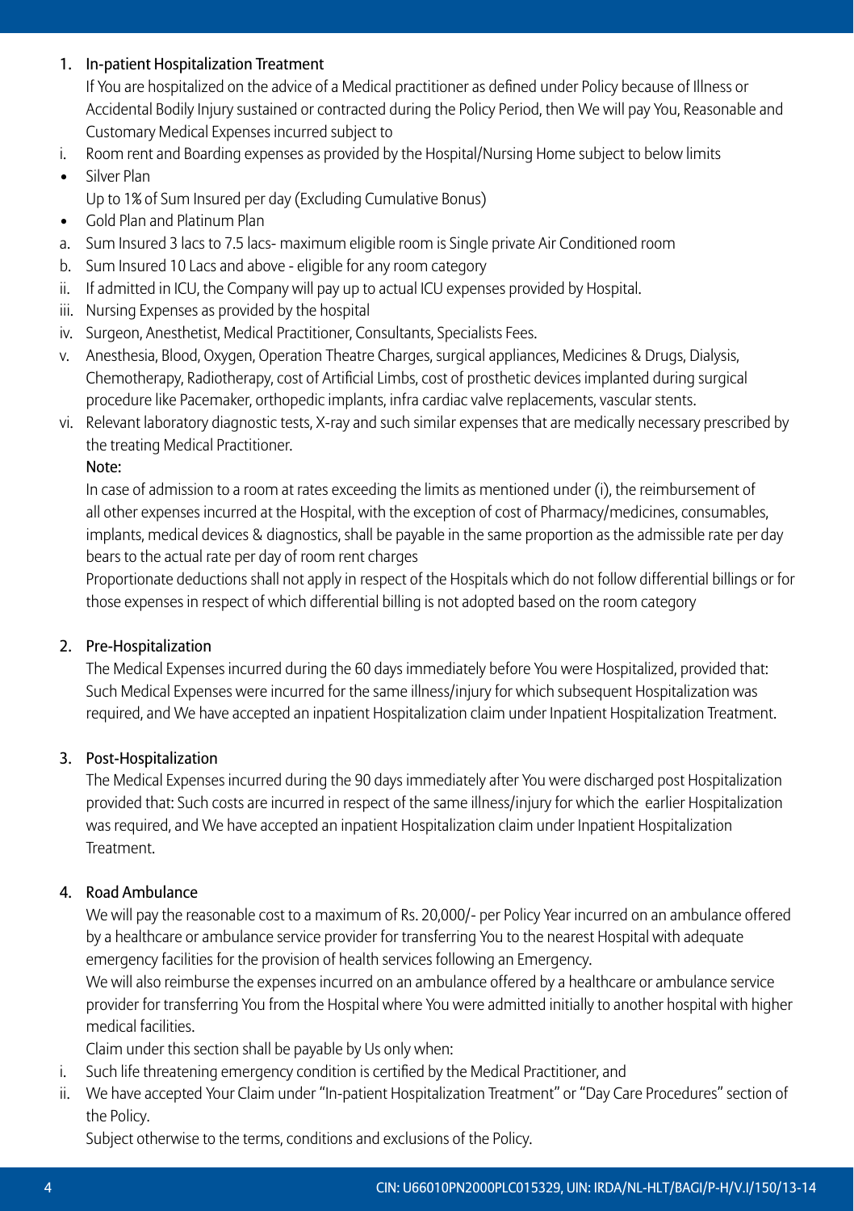1. In-patient Hospitalization Treatment

   If You are hospitalized on the advice of a Medical practitioner as defined under Policy because of Illness or Accidental Bodily Injury sustained or contracted during the Policy Period, then We will pay You, Reasonable and Customary Medical Expenses incurred subject to

i. Room rent and Boarding expenses as provided by the Hospital/Nursing Home subject to below limits

- Silver Plan

  Up to 1% of Sum Insured per day (Excluding Cumulative Bonus)

- Gold Plan and Platinum Plan

a. Sum Insured 3 lacs to 7.5 lacs- maximum eligible room is Single private Air Conditioned room

b. Sum Insured 10 Lacs and above - eligible for any room category

ii. If admitted in ICU, the Company will pay up to actual ICU expenses provided by Hospital.

iii. Nursing Expenses as provided by the hospital

iv. Surgeon, Anesthetist, Medical Practitioner, Consultants, Specialists Fees.

v. Anesthesia, Blood, Oxygen, Operation Theatre Charges, surgical appliances, Medicines & Drugs, Dialysis, Chemotherapy, Radiotherapy, cost of Artificial Limbs, cost of prosthetic devices implanted during surgical procedure like Pacemaker, orthopedic implants, infra cardiac valve replacements, vascular stents.

vi. Relevant laboratory diagnostic tests, X-ray and such similar expenses that are medically necessary prescribed by the treating Medical Practitioner.

   Note:

   In case of admission to a room at rates exceeding the limits as mentioned under (i), the reimbursement of all other expenses incurred at the Hospital, with the exception of cost of Pharmacy/medicines, consumables, implants, medical devices & diagnostics, shall be payable in the same proportion as the admissible rate per day bears to the actual rate per day of room rent charges

   Proportionate deductions shall not apply in respect of the Hospitals which do not follow differential billings or for those expenses in respect of which differential billing is not adopted based on the room category

2. Pre-Hospitalization

   The Medical Expenses incurred during the 60 days immediately before You were Hospitalized, provided that: Such Medical Expenses were incurred for the same illness/injury for which subsequent Hospitalization was required, and We have accepted an inpatient Hospitalization claim under Inpatient Hospitalization Treatment.

3. Post-Hospitalization

   The Medical Expenses incurred during the 90 days immediately after You were discharged post Hospitalization provided that: Such costs are incurred in respect of the same illness/injury for which the earlier Hospitalization was required, and We have accepted an inpatient Hospitalization claim under Inpatient Hospitalization Treatment.

4. Road Ambulance

   We will pay the reasonable cost to a maximum of Rs. 20,000/- per Policy Year incurred on an ambulance offered by a healthcare or ambulance service provider for transferring You to the nearest Hospital with adequate emergency facilities for the provision of health services following an Emergency.

   We will also reimburse the expenses incurred on an ambulance offered by a healthcare or ambulance service provider for transferring You from the Hospital where You were admitted initially to another hospital with higher medical facilities.

   Claim under this section shall be payable by Us only when:

i. Such life threatening emergency condition is certified by the Medical Practitioner, and

ii. We have accepted Your Claim under "In-patient Hospitalization Treatment" or "Day Care Procedures" section of the Policy.

   Subject otherwise to the terms, conditions and exclusions of the Policy.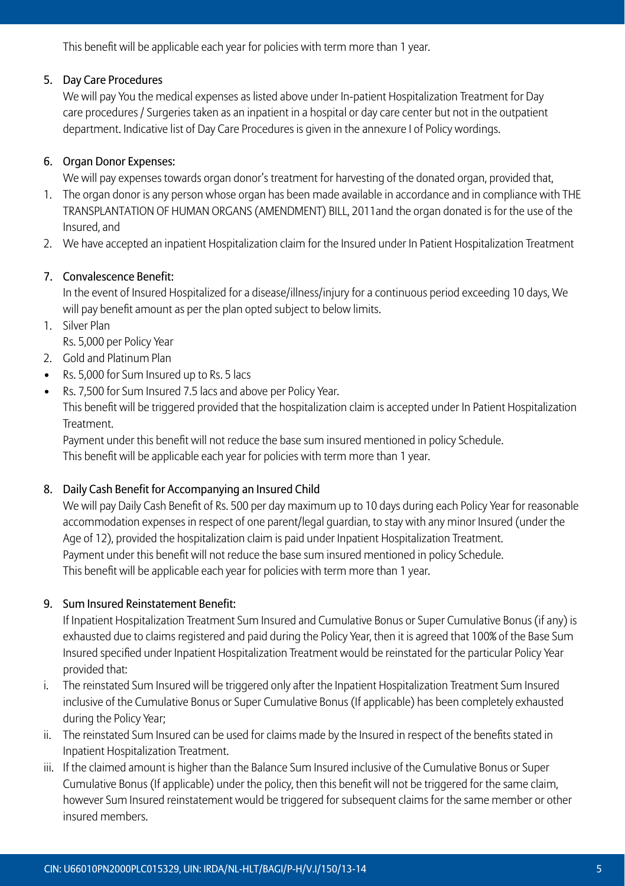This benefit will be applicable each year for policies with term more than 1 year.

5. Day Care Procedures

We will pay You the medical expenses as listed above under In-patient Hospitalization Treatment for Day care procedures / Surgeries taken as an inpatient in a hospital or day care center but not in the outpatient department. Indicative list of Day Care Procedures is given in the annexure I of Policy wordings.

6. Organ Donor Expenses:

We will pay expenses towards organ donor's treatment for harvesting of the donated organ, provided that,

1. The organ donor is any person whose organ has been made available in accordance and in compliance with THE TRANSPLANTATION OF HUMAN ORGANS (AMENDMENT) BILL, 2011and the organ donated is for the use of the Insured, and
2. We have accepted an inpatient Hospitalization claim for the Insured under In Patient Hospitalization Treatment

7. Convalescence Benefit:

In the event of Insured Hospitalized for a disease/illness/injury for a continuous period exceeding 10 days, We will pay benefit amount as per the plan opted subject to below limits.

1. Silver Plan
   Rs. 5,000 per Policy Year
2. Gold and Platinum Plan
- Rs. 5,000 for Sum Insured up to Rs. 5 lacs
- Rs. 7,500 for Sum Insured 7.5 lacs and above per Policy Year.

This benefit will be triggered provided that the hospitalization claim is accepted under In Patient Hospitalization Treatment.

Payment under this benefit will not reduce the base sum insured mentioned in policy Schedule.

This benefit will be applicable each year for policies with term more than 1 year.

8. Daily Cash Benefit for Accompanying an Insured Child

We will pay Daily Cash Benefit of Rs. 500 per day maximum up to 10 days during each Policy Year for reasonable accommodation expenses in respect of one parent/legal guardian, to stay with any minor Insured (under the Age of 12), provided the hospitalization claim is paid under Inpatient Hospitalization Treatment.

Payment under this benefit will not reduce the base sum insured mentioned in policy Schedule.

This benefit will be applicable each year for policies with term more than 1 year.

9. Sum Insured Reinstatement Benefit:

If Inpatient Hospitalization Treatment Sum Insured and Cumulative Bonus or Super Cumulative Bonus (if any) is exhausted due to claims registered and paid during the Policy Year, then it is agreed that 100% of the Base Sum Insured specified under Inpatient Hospitalization Treatment would be reinstated for the particular Policy Year provided that:

i. The reinstated Sum Insured will be triggered only after the Inpatient Hospitalization Treatment Sum Insured inclusive of the Cumulative Bonus or Super Cumulative Bonus (If applicable) has been completely exhausted during the Policy Year;
ii. The reinstated Sum Insured can be used for claims made by the Insured in respect of the benefits stated in Inpatient Hospitalization Treatment.
iii. If the claimed amount is higher than the Balance Sum Insured inclusive of the Cumulative Bonus or Super Cumulative Bonus (If applicable) under the policy, then this benefit will not be triggered for the same claim, however Sum Insured reinstatement would be triggered for subsequent claims for the same member or other insured members.

CIN: U66010PN2000PLC015329, UIN: IRDA/NL-HLT/BAGI/P-H/V.I/150/13-14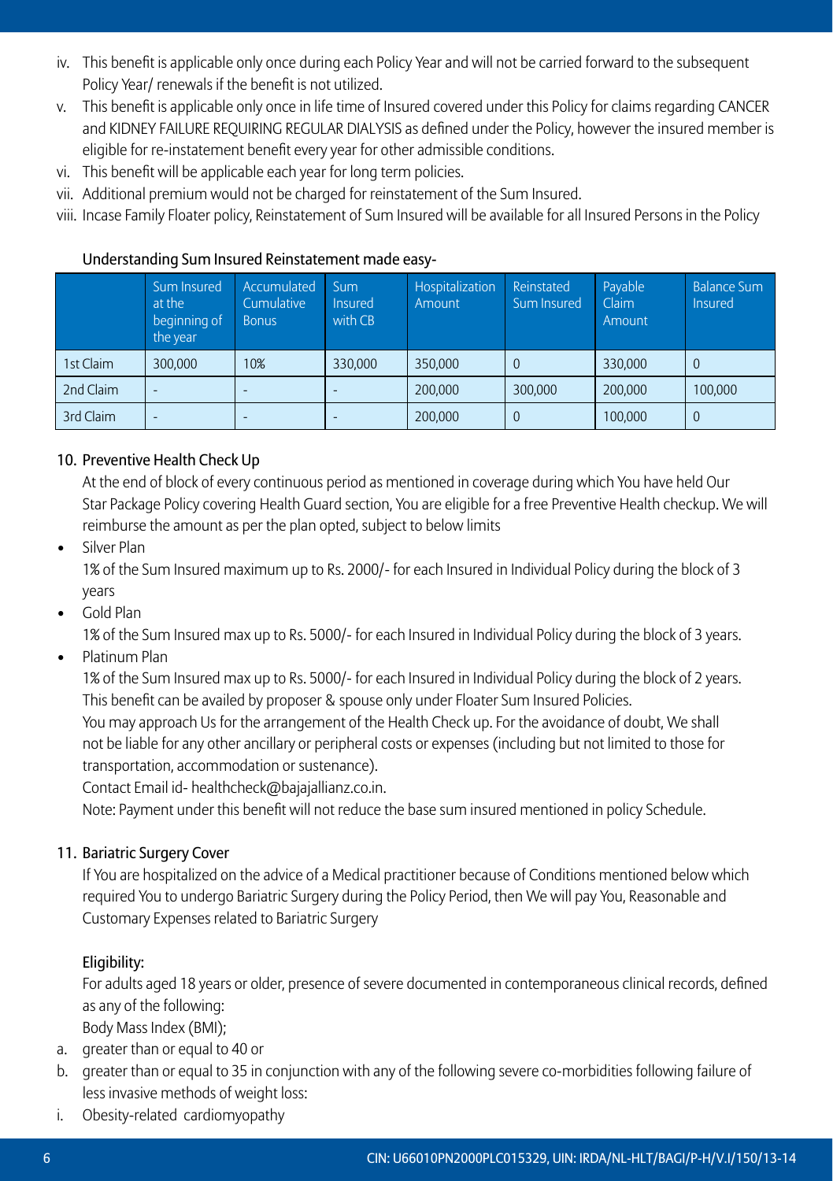iv. This benefit is applicable only once during each Policy Year and will not be carried forward to the subsequent Policy Year/ renewals if the benefit is not utilized.

v. This benefit is applicable only once in life time of Insured covered under this Policy for claims regarding CANCER and KIDNEY FAILURE REQUIRING REGULAR DIALYSIS as defined under the Policy, however the insured member is eligible for re-instatement benefit every year for other admissible conditions.

vi. This benefit will be applicable each year for long term policies.

vii. Additional premium would not be charged for reinstatement of the Sum Insured.

viii. Incase Family Floater policy, Reinstatement of Sum Insured will be available for all Insured Persons in the Policy

Understanding Sum Insured Reinstatement made easy-

| | Sum Insured at the beginning of the year | Accumulated Cumulative Bonus | Sum Insured with CB | Hospitalization Amount | Reinstated Sum Insured | Payable Claim Amount | Balance Sum Insured |
|---|---|---|---|---|---|---|---|
| 1st Claim | 300,000 | 10% | 330,000 | 350,000 | 0 | 330,000 | 0 |
| 2nd Claim | - | - | - | 200,000 | 300,000 | 200,000 | 100,000 |
| 3rd Claim | - | - | - | 200,000 | 0 | 100,000 | 0 |

10. Preventive Health Check Up

At the end of block of every continuous period as mentioned in coverage during which You have held Our Star Package Policy covering Health Guard section, You are eligible for a free Preventive Health checkup. We will reimburse the amount as per the plan opted, subject to below limits

- Silver Plan

  1% of the Sum Insured maximum up to Rs. 2000/- for each Insured in Individual Policy during the block of 3 years

- Gold Plan

  1% of the Sum Insured max up to Rs. 5000/- for each Insured in Individual Policy during the block of 3 years.

- Platinum Plan

  1% of the Sum Insured max up to Rs. 5000/- for each Insured in Individual Policy during the block of 2 years.

  This benefit can be availed by proposer & spouse only under Floater Sum Insured Policies.

  You may approach Us for the arrangement of the Health Check up. For the avoidance of doubt, We shall not be liable for any other ancillary or peripheral costs or expenses (including but not limited to those for transportation, accommodation or sustenance).

  Contact Email id- healthcheck@bajajallianz.co.in.

  Note: Payment under this benefit will not reduce the base sum insured mentioned in policy Schedule.

11. Bariatric Surgery Cover

If You are hospitalized on the advice of a Medical practitioner because of Conditions mentioned below which required You to undergo Bariatric Surgery during the Policy Period, then We will pay You, Reasonable and Customary Expenses related to Bariatric Surgery

Eligibility:

For adults aged 18 years or older, presence of severe documented in contemporaneous clinical records, defined as any of the following:

Body Mass Index (BMI);

a. greater than or equal to 40 or

b. greater than or equal to 35 in conjunction with any of the following severe co-morbidities following failure of less invasive methods of weight loss:

i. Obesity-related cardiomyopathy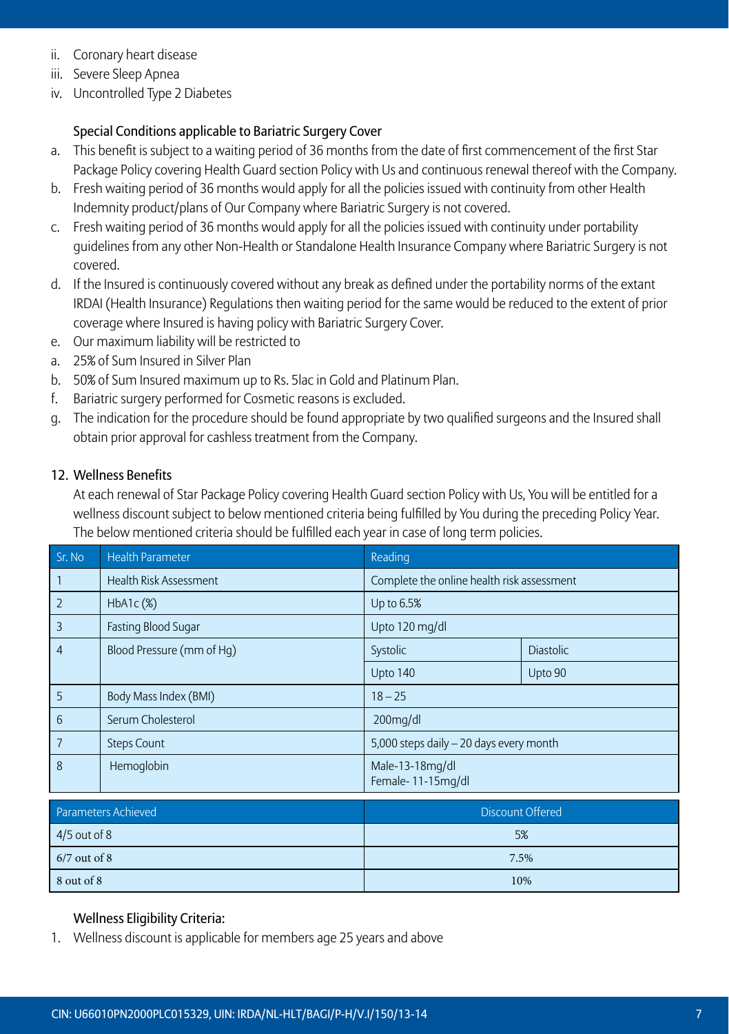ii. Coronary heart disease
iii. Severe Sleep Apnea
iv. Uncontrolled Type 2 Diabetes

**Special Conditions applicable to Bariatric Surgery Cover**

a. This benefit is subject to a waiting period of 36 months from the date of first commencement of the first Star Package Policy covering Health Guard section Policy with Us and continuous renewal thereof with the Company.
b. Fresh waiting period of 36 months would apply for all the policies issued with continuity from other Health Indemnity product/plans of Our Company where Bariatric Surgery is not covered.
c. Fresh waiting period of 36 months would apply for all the policies issued with continuity under portability guidelines from any other Non-Health or Standalone Health Insurance Company where Bariatric Surgery is not covered.
d. If the Insured is continuously covered without any break as defined under the portability norms of the extant IRDAI (Health Insurance) Regulations then waiting period for the same would be reduced to the extent of prior coverage where Insured is having policy with Bariatric Surgery Cover.
e. Our maximum liability will be restricted to
a. 25% of Sum Insured in Silver Plan
b. 50% of Sum Insured maximum up to Rs. 5lac in Gold and Platinum Plan.
f. Bariatric surgery performed for Cosmetic reasons is excluded.
g. The indication for the procedure should be found appropriate by two qualified surgeons and the Insured shall obtain prior approval for cashless treatment from the Company.

## 12. Wellness Benefits

At each renewal of Star Package Policy covering Health Guard section Policy with Us, You will be entitled for a wellness discount subject to below mentioned criteria being fulfilled by You during the preceding Policy Year. The below mentioned criteria should be fulfilled each year in case of long term policies.

| Sr. No | Health Parameter | Reading | |
|---|---|---|---|
| 1 | Health Risk Assessment | Complete the online health risk assessment | |
| 2 | HbA1c (%) | Up to 6.5% | |
| 3 | Fasting Blood Sugar | Upto 120 mg/dl | |
| 4 | Blood Pressure (mm of Hg) | Systolic | Diastolic |
| | | Upto 140 | Upto 90 |
| 5 | Body Mass Index (BMI) | 18 – 25 | |
| 6 | Serum Cholesterol | 200mg/dl | |
| 7 | Steps Count | 5,000 steps daily – 20 days every month | |
| 8 | Hemoglobin | Male-13-18mg/dl<br>Female- 11-15mg/dl | |

| Parameters Achieved | Discount Offered |
|---|---|
| 4/5 out of 8 | 5% |
| 6/7 out of 8 | 7.5% |
| 8 out of 8 | 10% |

**Wellness Eligibility Criteria:**

1. Wellness discount is applicable for members age 25 years and above

CIN: U66010PN2000PLC015329, UIN: IRDA/NL-HLT/BAGI/P-H/V.I/150/13-14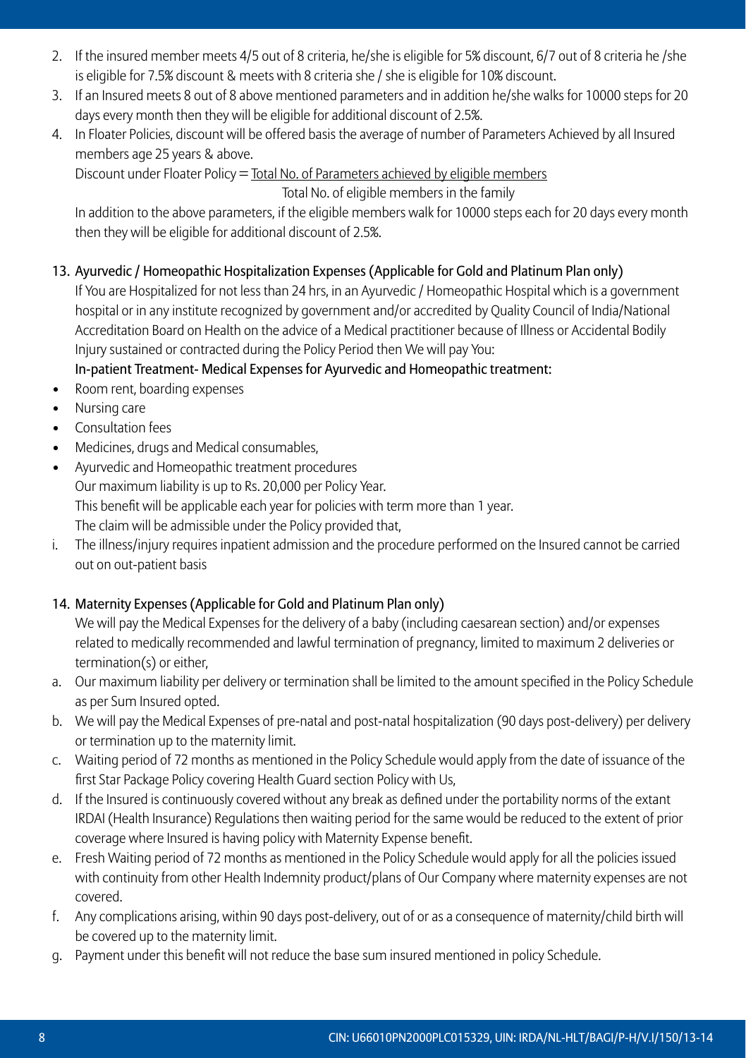2. If the insured member meets 4/5 out of 8 criteria, he/she is eligible for 5% discount, 6/7 out of 8 criteria he /she is eligible for 7.5% discount & meets with 8 criteria she / she is eligible for 10% discount.
3. If an Insured meets 8 out of 8 above mentioned parameters and in addition he/she walks for 10000 steps for 20 days every month then they will be eligible for additional discount of 2.5%.
4. In Floater Policies, discount will be offered basis the average of number of Parameters Achieved by all Insured members age 25 years & above.

   $$\text{Discount under Floater Policy} = \frac{\text{Total No. of Parameters achieved by eligible members}}{\text{Total No. of eligible members in the family}}$$

   In addition to the above parameters, if the eligible members walk for 10000 steps each for 20 days every month then they will be eligible for additional discount of 2.5%.

13. Ayurvedic / Homeopathic Hospitalization Expenses (Applicable for Gold and Platinum Plan only)

    If You are Hospitalized for not less than 24 hrs, in an Ayurvedic / Homeopathic Hospital which is a government hospital or in any institute recognized by government and/or accredited by Quality Council of India/National Accreditation Board on Health on the advice of a Medical practitioner because of Illness or Accidental Bodily Injury sustained or contracted during the Policy Period then We will pay You:

    **In-patient Treatment- Medical Expenses for Ayurvedic and Homeopathic treatment:**

- Room rent, boarding expenses
- Nursing care
- Consultation fees
- Medicines, drugs and Medical consumables,
- Ayurvedic and Homeopathic treatment procedures

  Our maximum liability is up to Rs. 20,000 per Policy Year.

  This benefit will be applicable each year for policies with term more than 1 year.

  The claim will be admissible under the Policy provided that,

i. The illness/injury requires inpatient admission and the procedure performed on the Insured cannot be carried out on out-patient basis

14. Maternity Expenses (Applicable for Gold and Platinum Plan only)

    We will pay the Medical Expenses for the delivery of a baby (including caesarean section) and/or expenses related to medically recommended and lawful termination of pregnancy, limited to maximum 2 deliveries or termination(s) or either,

a. Our maximum liability per delivery or termination shall be limited to the amount specified in the Policy Schedule as per Sum Insured opted.
b. We will pay the Medical Expenses of pre-natal and post-natal hospitalization (90 days post-delivery) per delivery or termination up to the maternity limit.
c. Waiting period of 72 months as mentioned in the Policy Schedule would apply from the date of issuance of the first Star Package Policy covering Health Guard section Policy with Us,
d. If the Insured is continuously covered without any break as defined under the portability norms of the extant IRDAI (Health Insurance) Regulations then waiting period for the same would be reduced to the extent of prior coverage where Insured is having policy with Maternity Expense benefit.
e. Fresh Waiting period of 72 months as mentioned in the Policy Schedule would apply for all the policies issued with continuity from other Health Indemnity product/plans of Our Company where maternity expenses are not covered.
f. Any complications arising, within 90 days post-delivery, out of or as a consequence of maternity/child birth will be covered up to the maternity limit.
g. Payment under this benefit will not reduce the base sum insured mentioned in policy Schedule.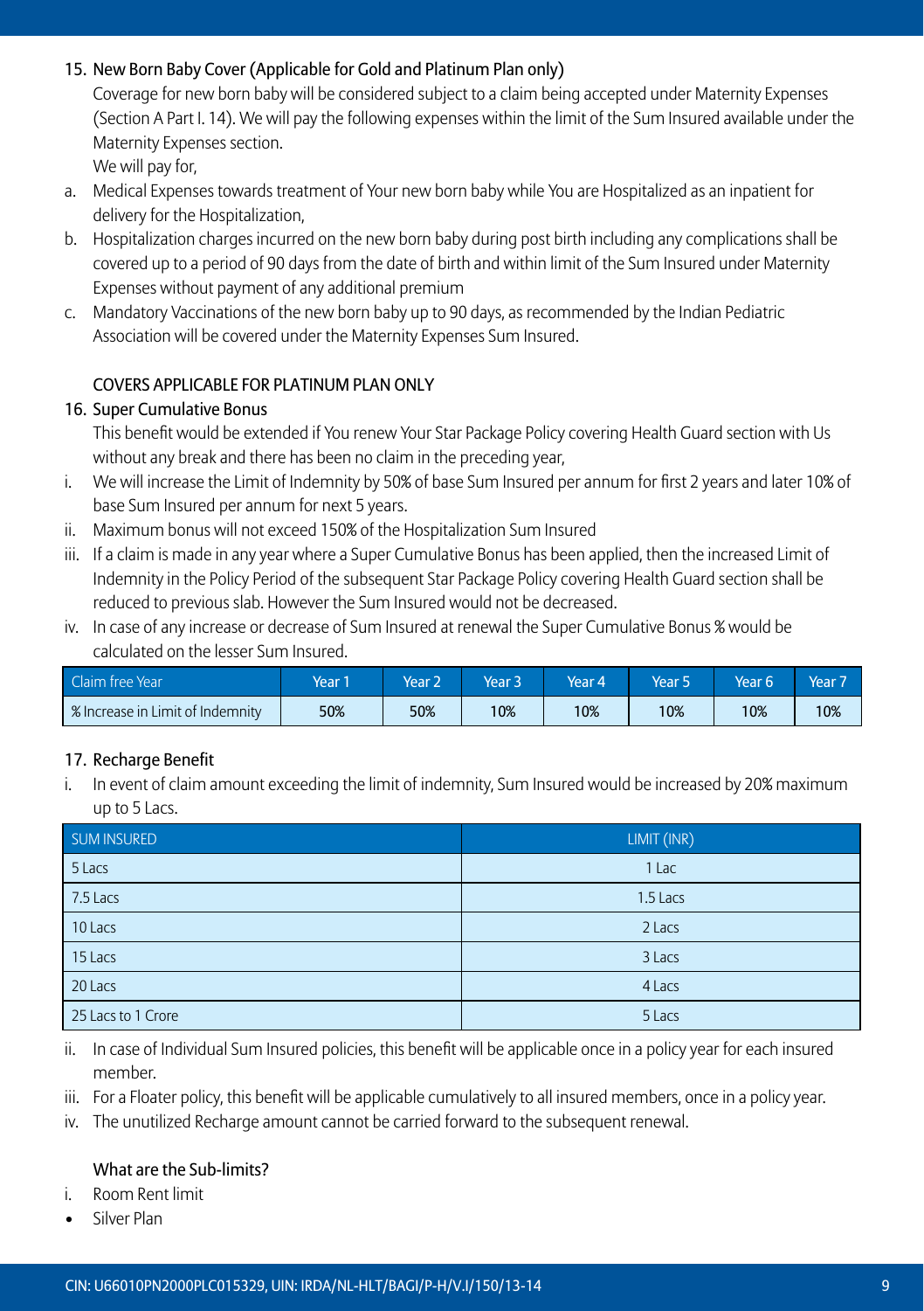### 15. New Born Baby Cover (Applicable for Gold and Platinum Plan only)

Coverage for new born baby will be considered subject to a claim being accepted under Maternity Expenses (Section A Part I. 14). We will pay the following expenses within the limit of the Sum Insured available under the Maternity Expenses section.

We will pay for,

a. Medical Expenses towards treatment of Your new born baby while You are Hospitalized as an inpatient for delivery for the Hospitalization,
b. Hospitalization charges incurred on the new born baby during post birth including any complications shall be covered up to a period of 90 days from the date of birth and within limit of the Sum Insured under Maternity Expenses without payment of any additional premium
c. Mandatory Vaccinations of the new born baby up to 90 days, as recommended by the Indian Pediatric Association will be covered under the Maternity Expenses Sum Insured.

### COVERS APPLICABLE FOR PLATINUM PLAN ONLY

### 16. Super Cumulative Bonus

This benefit would be extended if You renew Your Star Package Policy covering Health Guard section with Us without any break and there has been no claim in the preceding year,

i. We will increase the Limit of Indemnity by 50% of base Sum Insured per annum for first 2 years and later 10% of base Sum Insured per annum for next 5 years.
ii. Maximum bonus will not exceed 150% of the Hospitalization Sum Insured
iii. If a claim is made in any year where a Super Cumulative Bonus has been applied, then the increased Limit of Indemnity in the Policy Period of the subsequent Star Package Policy covering Health Guard section shall be reduced to previous slab. However the Sum Insured would not be decreased.
iv. In case of any increase or decrease of Sum Insured at renewal the Super Cumulative Bonus % would be calculated on the lesser Sum Insured.

| Claim free Year | Year 1 | Year 2 | Year 3 | Year 4 | Year 5 | Year 6 | Year 7 |
|---|---|---|---|---|---|---|---|
| % Increase in Limit of Indemnity | 50% | 50% | 10% | 10% | 10% | 10% | 10% |

### 17. Recharge Benefit

i. In event of claim amount exceeding the limit of indemnity, Sum Insured would be increased by 20% maximum up to 5 Lacs.

| SUM INSURED | LIMIT (INR) |
|---|---|
| 5 Lacs | 1 Lac |
| 7.5 Lacs | 1.5 Lacs |
| 10 Lacs | 2 Lacs |
| 15 Lacs | 3 Lacs |
| 20 Lacs | 4 Lacs |
| 25 Lacs to 1 Crore | 5 Lacs |

ii. In case of Individual Sum Insured policies, this benefit will be applicable once in a policy year for each insured member.
iii. For a Floater policy, this benefit will be applicable cumulatively to all insured members, once in a policy year.
iv. The unutilized Recharge amount cannot be carried forward to the subsequent renewal.

### What are the Sub-limits?

i. Room Rent limit

- Silver Plan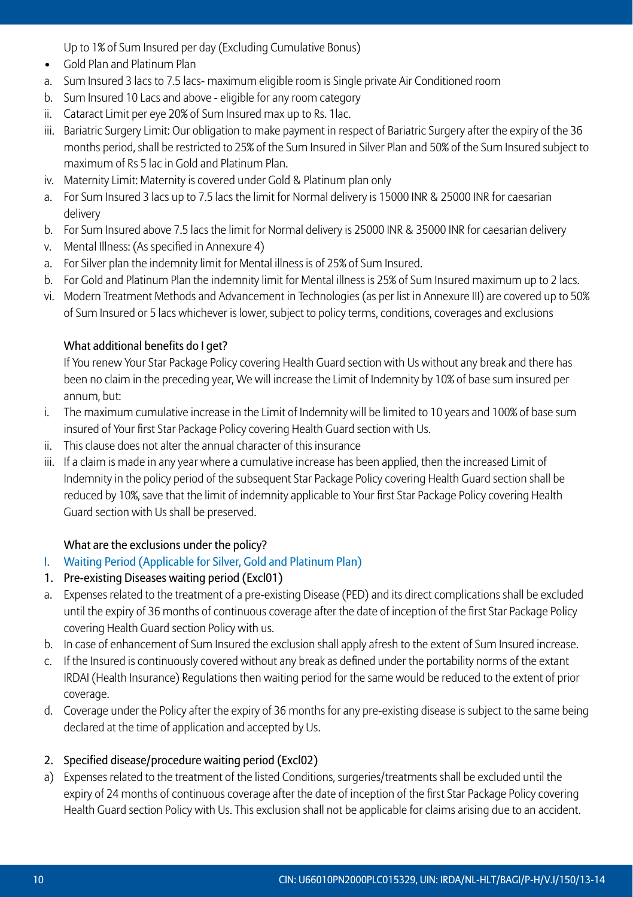Up to 1% of Sum Insured per day (Excluding Cumulative Bonus)

- Gold Plan and Platinum Plan

a. Sum Insured 3 lacs to 7.5 lacs- maximum eligible room is Single private Air Conditioned room

b. Sum Insured 10 Lacs and above - eligible for any room category

ii. Cataract Limit per eye 20% of Sum Insured max up to Rs. 1lac.

iii. Bariatric Surgery Limit: Our obligation to make payment in respect of Bariatric Surgery after the expiry of the 36 months period, shall be restricted to 25% of the Sum Insured in Silver Plan and 50% of the Sum Insured subject to maximum of Rs 5 lac in Gold and Platinum Plan.

iv. Maternity Limit: Maternity is covered under Gold & Platinum plan only

a. For Sum Insured 3 lacs up to 7.5 lacs the limit for Normal delivery is 15000 INR & 25000 INR for caesarian delivery

b. For Sum Insured above 7.5 lacs the limit for Normal delivery is 25000 INR & 35000 INR for caesarian delivery

v. Mental Illness: (As specified in Annexure 4)

a. For Silver plan the indemnity limit for Mental illness is of 25% of Sum Insured.

b. For Gold and Platinum Plan the indemnity limit for Mental illness is 25% of Sum Insured maximum up to 2 lacs.

vi. Modern Treatment Methods and Advancement in Technologies (as per list in Annexure III) are covered up to 50% of Sum Insured or 5 lacs whichever is lower, subject to policy terms, conditions, coverages and exclusions

### What additional benefits do I get?

If You renew Your Star Package Policy covering Health Guard section with Us without any break and there has been no claim in the preceding year, We will increase the Limit of Indemnity by 10% of base sum insured per annum, but:

i. The maximum cumulative increase in the Limit of Indemnity will be limited to 10 years and 100% of base sum insured of Your first Star Package Policy covering Health Guard section with Us.

ii. This clause does not alter the annual character of this insurance

iii. If a claim is made in any year where a cumulative increase has been applied, then the increased Limit of Indemnity in the policy period of the subsequent Star Package Policy covering Health Guard section shall be reduced by 10%, save that the limit of indemnity applicable to Your first Star Package Policy covering Health Guard section with Us shall be preserved.

### What are the exclusions under the policy?

#### I. Waiting Period (Applicable for Silver, Gold and Platinum Plan)

#### 1. Pre-existing Diseases waiting period (Excl01)

a. Expenses related to the treatment of a pre-existing Disease (PED) and its direct complications shall be excluded until the expiry of 36 months of continuous coverage after the date of inception of the first Star Package Policy covering Health Guard section Policy with us.

b. In case of enhancement of Sum Insured the exclusion shall apply afresh to the extent of Sum Insured increase.

c. If the Insured is continuously covered without any break as defined under the portability norms of the extant IRDAI (Health Insurance) Regulations then waiting period for the same would be reduced to the extent of prior coverage.

d. Coverage under the Policy after the expiry of 36 months for any pre-existing disease is subject to the same being declared at the time of application and accepted by Us.

#### 2. Specified disease/procedure waiting period (Excl02)

a) Expenses related to the treatment of the listed Conditions, surgeries/treatments shall be excluded until the expiry of 24 months of continuous coverage after the date of inception of the first Star Package Policy covering Health Guard section Policy with Us. This exclusion shall not be applicable for claims arising due to an accident.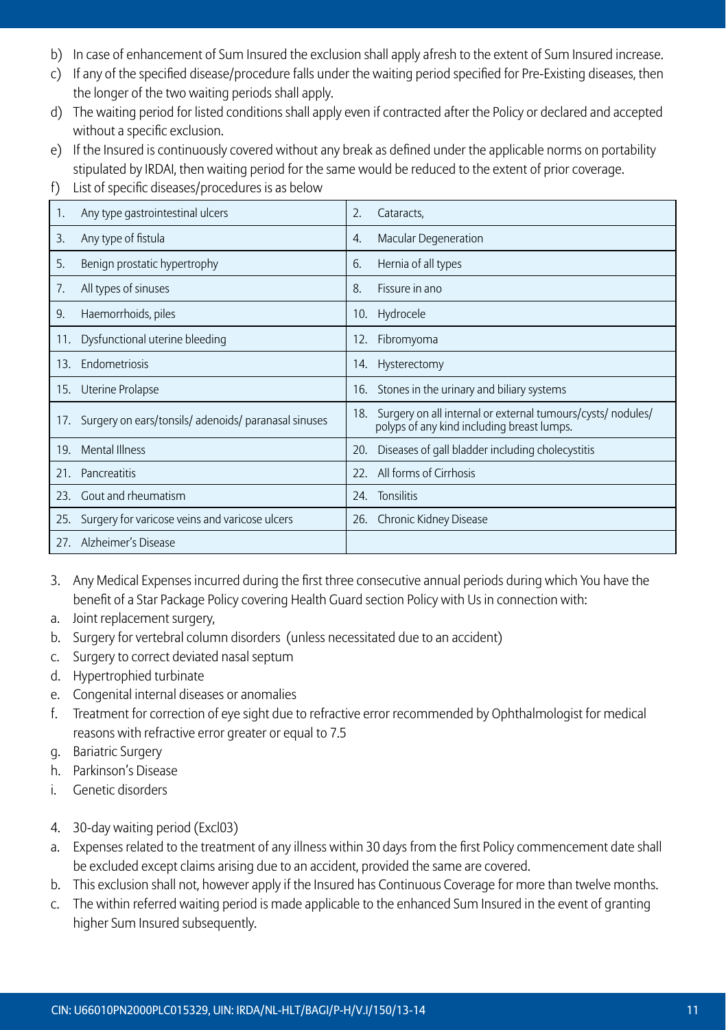b) In case of enhancement of Sum Insured the exclusion shall apply afresh to the extent of Sum Insured increase.

c) If any of the specified disease/procedure falls under the waiting period specified for Pre-Existing diseases, then the longer of the two waiting periods shall apply.

d) The waiting period for listed conditions shall apply even if contracted after the Policy or declared and accepted without a specific exclusion.

e) If the Insured is continuously covered without any break as defined under the applicable norms on portability stipulated by IRDAI, then waiting period for the same would be reduced to the extent of prior coverage.

f) List of specific diseases/procedures is as below

| | |
|---|---|
| 1. Any type gastrointestinal ulcers | 2. Cataracts, |
| 3. Any type of fistula | 4. Macular Degeneration |
| 5. Benign prostatic hypertrophy | 6. Hernia of all types |
| 7. All types of sinuses | 8. Fissure in ano |
| 9. Haemorrhoids, piles | 10. Hydrocele |
| 11. Dysfunctional uterine bleeding | 12. Fibromyoma |
| 13. Endometriosis | 14. Hysterectomy |
| 15. Uterine Prolapse | 16. Stones in the urinary and biliary systems |
| 17. Surgery on ears/tonsils/ adenoids/ paranasal sinuses | 18. Surgery on all internal or external tumours/cysts/ nodules/ polyps of any kind including breast lumps. |
| 19. Mental Illness | 20. Diseases of gall bladder including cholecystitis |
| 21. Pancreatitis | 22. All forms of Cirrhosis |
| 23. Gout and rheumatism | 24. Tonsilitis |
| 25. Surgery for varicose veins and varicose ulcers | 26. Chronic Kidney Disease |
| 27. Alzheimer's Disease | |

3. Any Medical Expenses incurred during the first three consecutive annual periods during which You have the benefit of a Star Package Policy covering Health Guard section Policy with Us in connection with:

a. Joint replacement surgery,

b. Surgery for vertebral column disorders (unless necessitated due to an accident)

c. Surgery to correct deviated nasal septum

d. Hypertrophied turbinate

e. Congenital internal diseases or anomalies

f. Treatment for correction of eye sight due to refractive error recommended by Ophthalmologist for medical reasons with refractive error greater or equal to 7.5

g. Bariatric Surgery

h. Parkinson's Disease

i. Genetic disorders

4. 30-day waiting period (Excl03)

a. Expenses related to the treatment of any illness within 30 days from the first Policy commencement date shall be excluded except claims arising due to an accident, provided the same are covered.

b. This exclusion shall not, however apply if the Insured has Continuous Coverage for more than twelve months.

c. The within referred waiting period is made applicable to the enhanced Sum Insured in the event of granting higher Sum Insured subsequently.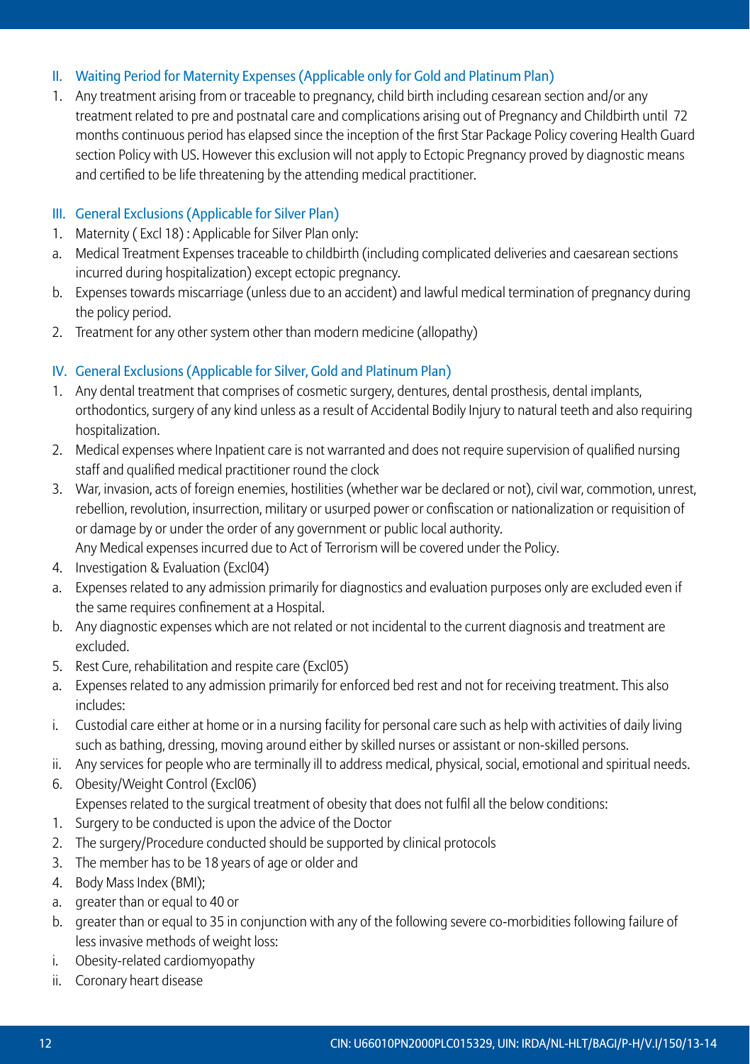## II. Waiting Period for Maternity Expenses (Applicable only for Gold and Platinum Plan)

1. Any treatment arising from or traceable to pregnancy, child birth including cesarean section and/or any treatment related to pre and postnatal care and complications arising out of Pregnancy and Childbirth until 72 months continuous period has elapsed since the inception of the first Star Package Policy covering Health Guard section Policy with US. However this exclusion will not apply to Ectopic Pregnancy proved by diagnostic means and certified to be life threatening by the attending medical practitioner.

## III. General Exclusions (Applicable for Silver Plan)

1. Maternity ( Excl 18) : Applicable for Silver Plan only:
   a. Medical Treatment Expenses traceable to childbirth (including complicated deliveries and caesarean sections incurred during hospitalization) except ectopic pregnancy.
   b. Expenses towards miscarriage (unless due to an accident) and lawful medical termination of pregnancy during the policy period.
2. Treatment for any other system other than modern medicine (allopathy)

## IV. General Exclusions (Applicable for Silver, Gold and Platinum Plan)

1. Any dental treatment that comprises of cosmetic surgery, dentures, dental prosthesis, dental implants, orthodontics, surgery of any kind unless as a result of Accidental Bodily Injury to natural teeth and also requiring hospitalization.
2. Medical expenses where Inpatient care is not warranted and does not require supervision of qualified nursing staff and qualified medical practitioner round the clock
3. War, invasion, acts of foreign enemies, hostilities (whether war be declared or not), civil war, commotion, unrest, rebellion, revolution, insurrection, military or usurped power or confiscation or nationalization or requisition of or damage by or under the order of any government or public local authority.
   Any Medical expenses incurred due to Act of Terrorism will be covered under the Policy.
4. Investigation & Evaluation (Excl04)
   a. Expenses related to any admission primarily for diagnostics and evaluation purposes only are excluded even if the same requires confinement at a Hospital.
   b. Any diagnostic expenses which are not related or not incidental to the current diagnosis and treatment are excluded.
5. Rest Cure, rehabilitation and respite care (Excl05)
   a. Expenses related to any admission primarily for enforced bed rest and not for receiving treatment. This also includes:
      i. Custodial care either at home or in a nursing facility for personal care such as help with activities of daily living such as bathing, dressing, moving around either by skilled nurses or assistant or non-skilled persons.
      ii. Any services for people who are terminally ill to address medical, physical, social, emotional and spiritual needs.
6. Obesity/Weight Control (Excl06)
   Expenses related to the surgical treatment of obesity that does not fulfil all the below conditions:
   1. Surgery to be conducted is upon the advice of the Doctor
   2. The surgery/Procedure conducted should be supported by clinical protocols
   3. The member has to be 18 years of age or older and
   4. Body Mass Index (BMI);
      a. greater than or equal to 40 or
      b. greater than or equal to 35 in conjunction with any of the following severe co-morbidities following failure of less invasive methods of weight loss:
         i. Obesity-related cardiomyopathy
         ii. Coronary heart disease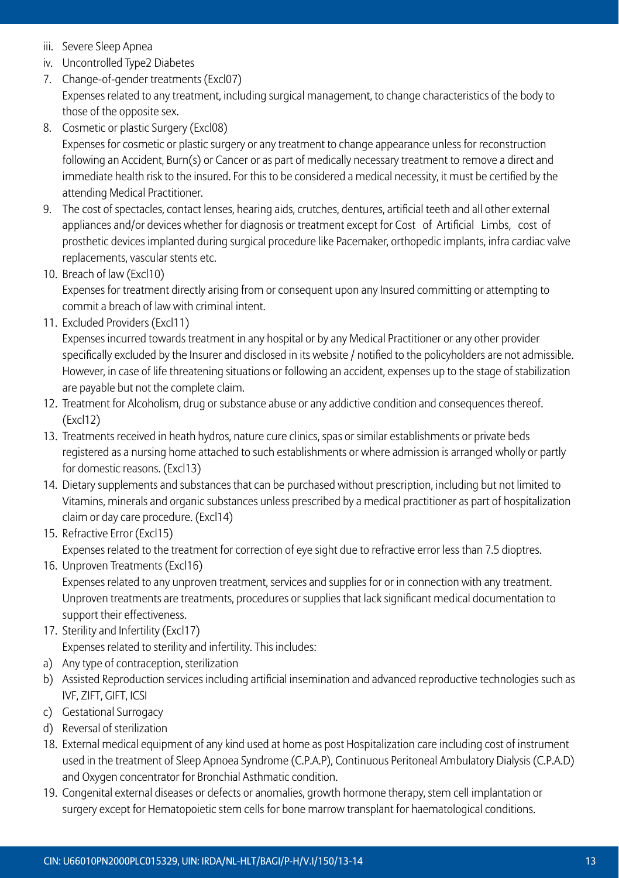iii. Severe Sleep Apnea

iv. Uncontrolled Type2 Diabetes

7. Change-of-gender treatments (Excl07)
   Expenses related to any treatment, including surgical management, to change characteristics of the body to those of the opposite sex.
8. Cosmetic or plastic Surgery (Excl08)
   Expenses for cosmetic or plastic surgery or any treatment to change appearance unless for reconstruction following an Accident, Burn(s) or Cancer or as part of medically necessary treatment to remove a direct and immediate health risk to the insured. For this to be considered a medical necessity, it must be certified by the attending Medical Practitioner.
9. The cost of spectacles, contact lenses, hearing aids, crutches, dentures, artificial teeth and all other external appliances and/or devices whether for diagnosis or treatment except for Cost of Artificial Limbs, cost of prosthetic devices implanted during surgical procedure like Pacemaker, orthopedic implants, infra cardiac valve replacements, vascular stents etc.
10. Breach of law (Excl10)
    Expenses for treatment directly arising from or consequent upon any Insured committing or attempting to commit a breach of law with criminal intent.
11. Excluded Providers (Excl11)
    Expenses incurred towards treatment in any hospital or by any Medical Practitioner or any other provider specifically excluded by the Insurer and disclosed in its website / notified to the policyholders are not admissible. However, in case of life threatening situations or following an accident, expenses up to the stage of stabilization are payable but not the complete claim.
12. Treatment for Alcoholism, drug or substance abuse or any addictive condition and consequences thereof. (Excl12)
13. Treatments received in heath hydros, nature cure clinics, spas or similar establishments or private beds registered as a nursing home attached to such establishments or where admission is arranged wholly or partly for domestic reasons. (Excl13)
14. Dietary supplements and substances that can be purchased without prescription, including but not limited to Vitamins, minerals and organic substances unless prescribed by a medical practitioner as part of hospitalization claim or day care procedure. (Excl14)
15. Refractive Error (Excl15)
    Expenses related to the treatment for correction of eye sight due to refractive error less than 7.5 dioptres.
16. Unproven Treatments (Excl16)
    Expenses related to any unproven treatment, services and supplies for or in connection with any treatment. Unproven treatments are treatments, procedures or supplies that lack significant medical documentation to support their effectiveness.
17. Sterility and Infertility (Excl17)
    Expenses related to sterility and infertility. This includes:

a) Any type of contraception, sterilization

b) Assisted Reproduction services including artificial insemination and advanced reproductive technologies such as IVF, ZIFT, GIFT, ICSI

c) Gestational Surrogacy

d) Reversal of sterilization

18. External medical equipment of any kind used at home as post Hospitalization care including cost of instrument used in the treatment of Sleep Apnoea Syndrome (C.P.A.P), Continuous Peritoneal Ambulatory Dialysis (C.P.A.D) and Oxygen concentrator for Bronchial Asthmatic condition.
19. Congenital external diseases or defects or anomalies, growth hormone therapy, stem cell implantation or surgery except for Hematopoietic stem cells for bone marrow transplant for haematological conditions.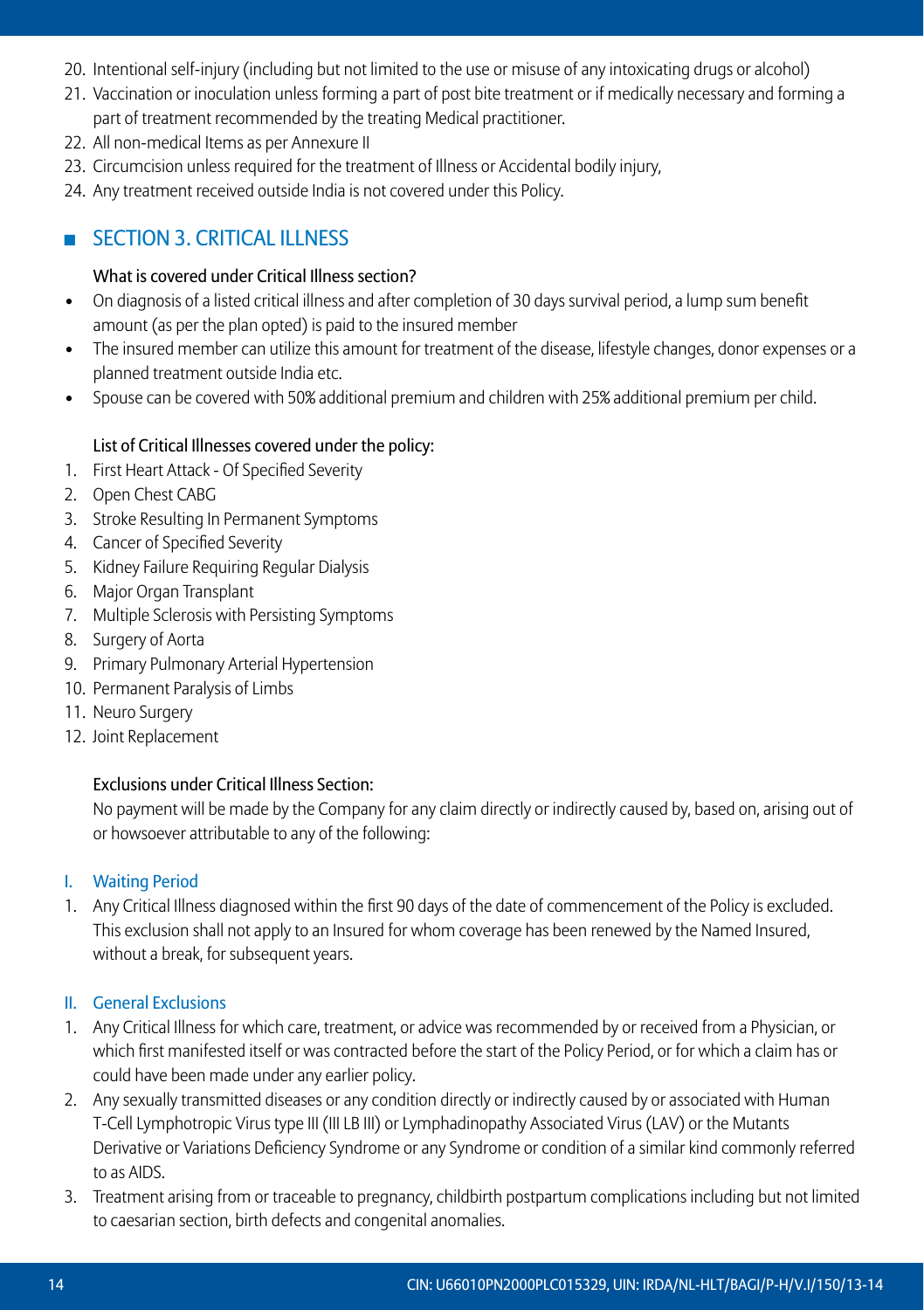20. Intentional self-injury (including but not limited to the use or misuse of any intoxicating drugs or alcohol)
21. Vaccination or inoculation unless forming a part of post bite treatment or if medically necessary and forming a part of treatment recommended by the treating Medical practitioner.
22. All non-medical Items as per Annexure II
23. Circumcision unless required for the treatment of Illness or Accidental bodily injury,
24. Any treatment received outside India is not covered under this Policy.

## SECTION 3. CRITICAL ILLNESS

### What is covered under Critical Illness section?

- On diagnosis of a listed critical illness and after completion of 30 days survival period, a lump sum benefit amount (as per the plan opted) is paid to the insured member
- The insured member can utilize this amount for treatment of the disease, lifestyle changes, donor expenses or a planned treatment outside India etc.
- Spouse can be covered with 50% additional premium and children with 25% additional premium per child.

### List of Critical Illnesses covered under the policy:

1. First Heart Attack - Of Specified Severity
2. Open Chest CABG
3. Stroke Resulting In Permanent Symptoms
4. Cancer of Specified Severity
5. Kidney Failure Requiring Regular Dialysis
6. Major Organ Transplant
7. Multiple Sclerosis with Persisting Symptoms
8. Surgery of Aorta
9. Primary Pulmonary Arterial Hypertension
10. Permanent Paralysis of Limbs
11. Neuro Surgery
12. Joint Replacement

### Exclusions under Critical Illness Section:

No payment will be made by the Company for any claim directly or indirectly caused by, based on, arising out of or howsoever attributable to any of the following:

#### I. Waiting Period

1. Any Critical Illness diagnosed within the first 90 days of the date of commencement of the Policy is excluded. This exclusion shall not apply to an Insured for whom coverage has been renewed by the Named Insured, without a break, for subsequent years.

#### II. General Exclusions

1. Any Critical Illness for which care, treatment, or advice was recommended by or received from a Physician, or which first manifested itself or was contracted before the start of the Policy Period, or for which a claim has or could have been made under any earlier policy.
2. Any sexually transmitted diseases or any condition directly or indirectly caused by or associated with Human T-Cell Lymphotropic Virus type III (III LB III) or Lymphadinopathy Associated Virus (LAV) or the Mutants Derivative or Variations Deficiency Syndrome or any Syndrome or condition of a similar kind commonly referred to as AIDS.
3. Treatment arising from or traceable to pregnancy, childbirth postpartum complications including but not limited to caesarian section, birth defects and congenital anomalies.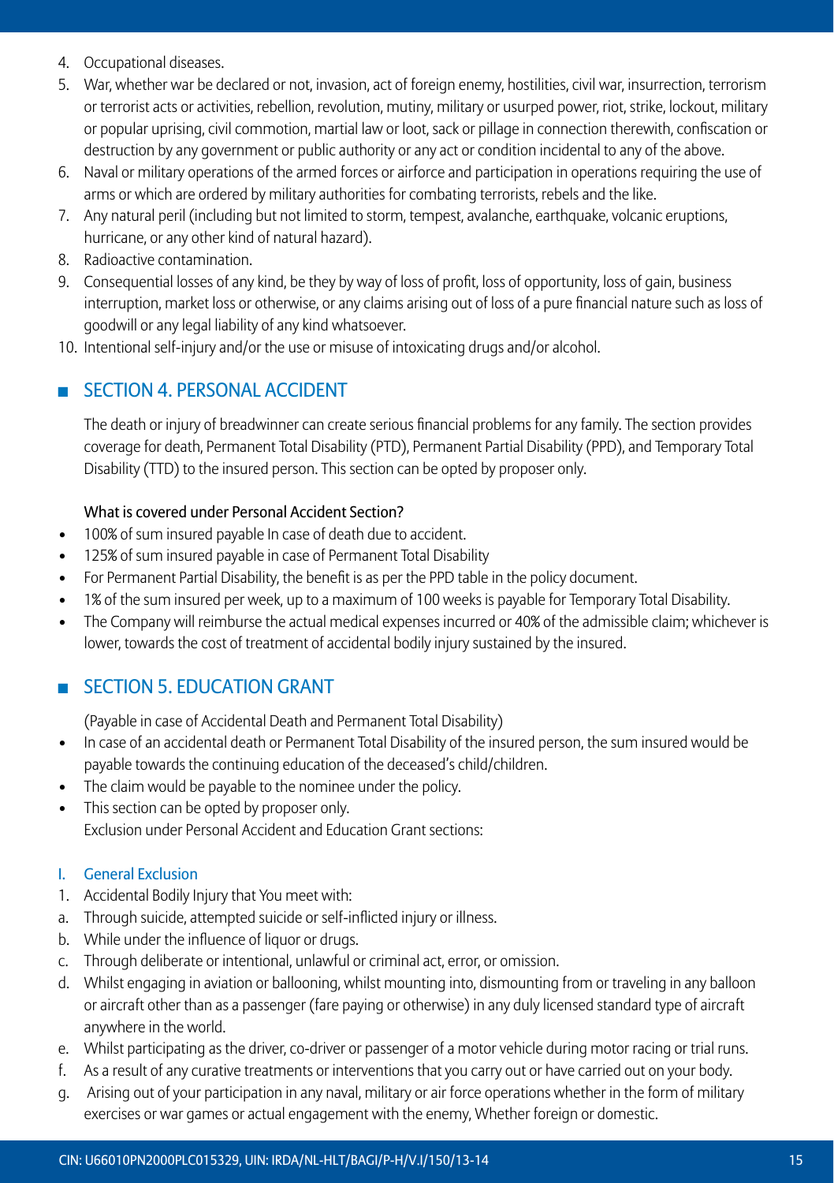4. Occupational diseases.
5. War, whether war be declared or not, invasion, act of foreign enemy, hostilities, civil war, insurrection, terrorism or terrorist acts or activities, rebellion, revolution, mutiny, military or usurped power, riot, strike, lockout, military or popular uprising, civil commotion, martial law or loot, sack or pillage in connection therewith, confiscation or destruction by any government or public authority or any act or condition incidental to any of the above.
6. Naval or military operations of the armed forces or airforce and participation in operations requiring the use of arms or which are ordered by military authorities for combating terrorists, rebels and the like.
7. Any natural peril (including but not limited to storm, tempest, avalanche, earthquake, volcanic eruptions, hurricane, or any other kind of natural hazard).
8. Radioactive contamination.
9. Consequential losses of any kind, be they by way of loss of profit, loss of opportunity, loss of gain, business interruption, market loss or otherwise, or any claims arising out of loss of a pure financial nature such as loss of goodwill or any legal liability of any kind whatsoever.
10. Intentional self-injury and/or the use or misuse of intoxicating drugs and/or alcohol.

## SECTION 4. PERSONAL ACCIDENT

The death or injury of breadwinner can create serious financial problems for any family. The section provides coverage for death, Permanent Total Disability (PTD), Permanent Partial Disability (PPD), and Temporary Total Disability (TTD) to the insured person. This section can be opted by proposer only.

What is covered under Personal Accident Section?

- 100% of sum insured payable In case of death due to accident.
- 125% of sum insured payable in case of Permanent Total Disability
- For Permanent Partial Disability, the benefit is as per the PPD table in the policy document.
- 1% of the sum insured per week, up to a maximum of 100 weeks is payable for Temporary Total Disability.
- The Company will reimburse the actual medical expenses incurred or 40% of the admissible claim; whichever is lower, towards the cost of treatment of accidental bodily injury sustained by the insured.

## SECTION 5. EDUCATION GRANT

(Payable in case of Accidental Death and Permanent Total Disability)

- In case of an accidental death or Permanent Total Disability of the insured person, the sum insured would be payable towards the continuing education of the deceased's child/children.
- The claim would be payable to the nominee under the policy.
- This section can be opted by proposer only.
  Exclusion under Personal Accident and Education Grant sections:

### I. General Exclusion

1. Accidental Bodily Injury that You meet with:

a. Through suicide, attempted suicide or self-inflicted injury or illness.
b. While under the influence of liquor or drugs.
c. Through deliberate or intentional, unlawful or criminal act, error, or omission.
d. Whilst engaging in aviation or ballooning, whilst mounting into, dismounting from or traveling in any balloon or aircraft other than as a passenger (fare paying or otherwise) in any duly licensed standard type of aircraft anywhere in the world.
e. Whilst participating as the driver, co-driver or passenger of a motor vehicle during motor racing or trial runs.
f. As a result of any curative treatments or interventions that you carry out or have carried out on your body.
g. Arising out of your participation in any naval, military or air force operations whether in the form of military exercises or war games or actual engagement with the enemy, Whether foreign or domestic.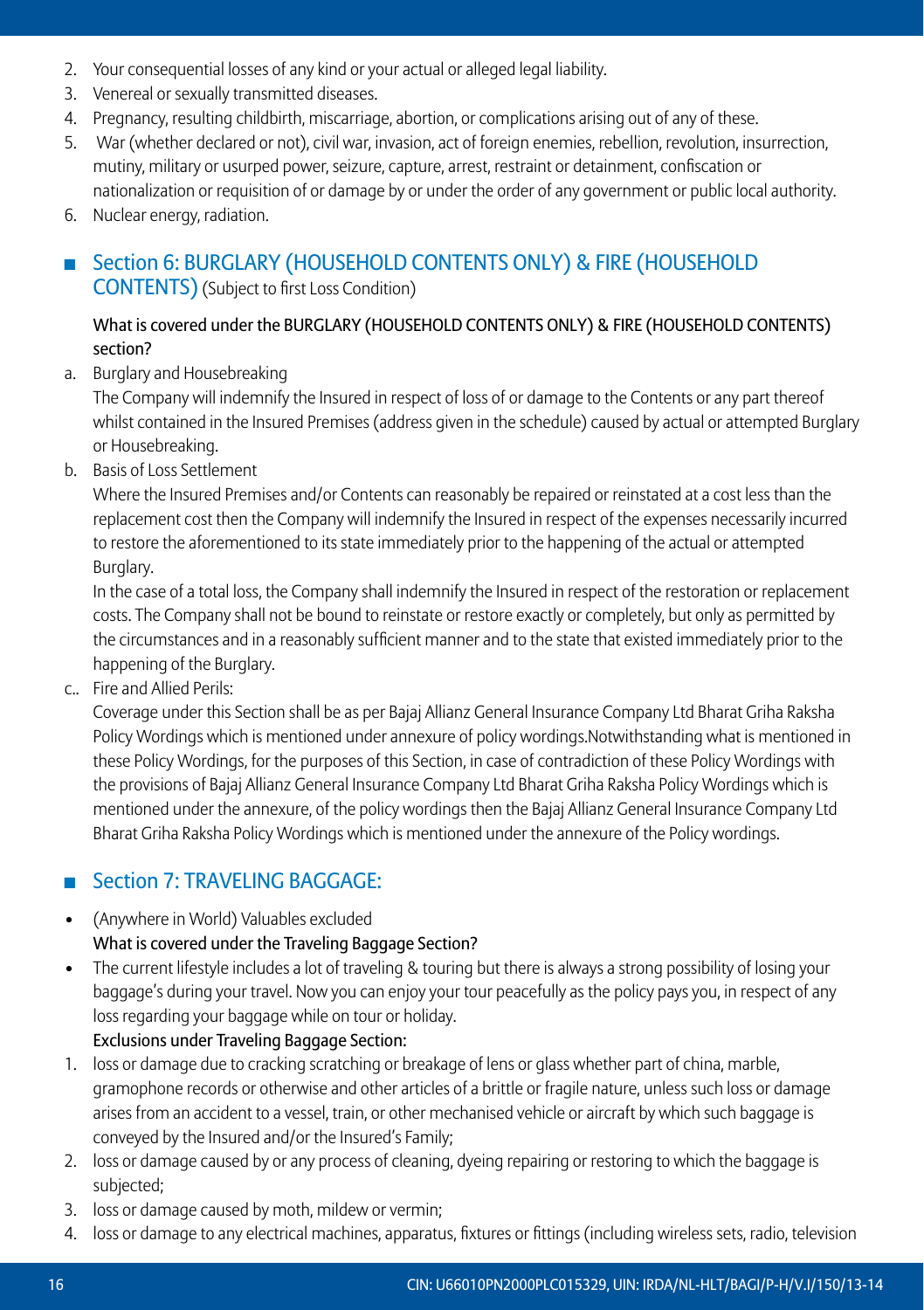2. Your consequential losses of any kind or your actual or alleged legal liability.
3. Venereal or sexually transmitted diseases.
4. Pregnancy, resulting childbirth, miscarriage, abortion, or complications arising out of any of these.
5. War (whether declared or not), civil war, invasion, act of foreign enemies, rebellion, revolution, insurrection, mutiny, military or usurped power, seizure, capture, arrest, restraint or detainment, confiscation or nationalization or requisition of or damage by or under the order of any government or public local authority.
6. Nuclear energy, radiation.

## Section 6: BURGLARY (HOUSEHOLD CONTENTS ONLY) & FIRE (HOUSEHOLD CONTENTS) (Subject to first Loss Condition)

**What is covered under the BURGLARY (HOUSEHOLD CONTENTS ONLY) & FIRE (HOUSEHOLD CONTENTS) section?**

a. Burglary and Housebreaking

   The Company will indemnify the Insured in respect of loss of or damage to the Contents or any part thereof whilst contained in the Insured Premises (address given in the schedule) caused by actual or attempted Burglary or Housebreaking.

b. Basis of Loss Settlement

   Where the Insured Premises and/or Contents can reasonably be repaired or reinstated at a cost less than the replacement cost then the Company will indemnify the Insured in respect of the expenses necessarily incurred to restore the aforementioned to its state immediately prior to the happening of the actual or attempted Burglary.

   In the case of a total loss, the Company shall indemnify the Insured in respect of the restoration or replacement costs. The Company shall not be bound to reinstate or restore exactly or completely, but only as permitted by the circumstances and in a reasonably sufficient manner and to the state that existed immediately prior to the happening of the Burglary.

c.. Fire and Allied Perils:

   Coverage under this Section shall be as per Bajaj Allianz General Insurance Company Ltd Bharat Griha Raksha Policy Wordings which is mentioned under annexure of policy wordings.Notwithstanding what is mentioned in these Policy Wordings, for the purposes of this Section, in case of contradiction of these Policy Wordings with the provisions of Bajaj Allianz General Insurance Company Ltd Bharat Griha Raksha Policy Wordings which is mentioned under the annexure, of the policy wordings then the Bajaj Allianz General Insurance Company Ltd Bharat Griha Raksha Policy Wordings which is mentioned under the annexure of the Policy wordings.

## Section 7: TRAVELING BAGGAGE:

- (Anywhere in World) Valuables excluded

  **What is covered under the Traveling Baggage Section?**

- The current lifestyle includes a lot of traveling & touring but there is always a strong possibility of losing your baggage's during your travel. Now you can enjoy your tour peacefully as the policy pays you, in respect of any loss regarding your baggage while on tour or holiday.

  **Exclusions under Traveling Baggage Section:**

1. loss or damage due to cracking scratching or breakage of lens or glass whether part of china, marble, gramophone records or otherwise and other articles of a brittle or fragile nature, unless such loss or damage arises from an accident to a vessel, train, or other mechanised vehicle or aircraft by which such baggage is conveyed by the Insured and/or the Insured's Family;
2. loss or damage caused by or any process of cleaning, dyeing repairing or restoring to which the baggage is subjected;
3. loss or damage caused by moth, mildew or vermin;
4. loss or damage to any electrical machines, apparatus, fixtures or fittings (including wireless sets, radio, television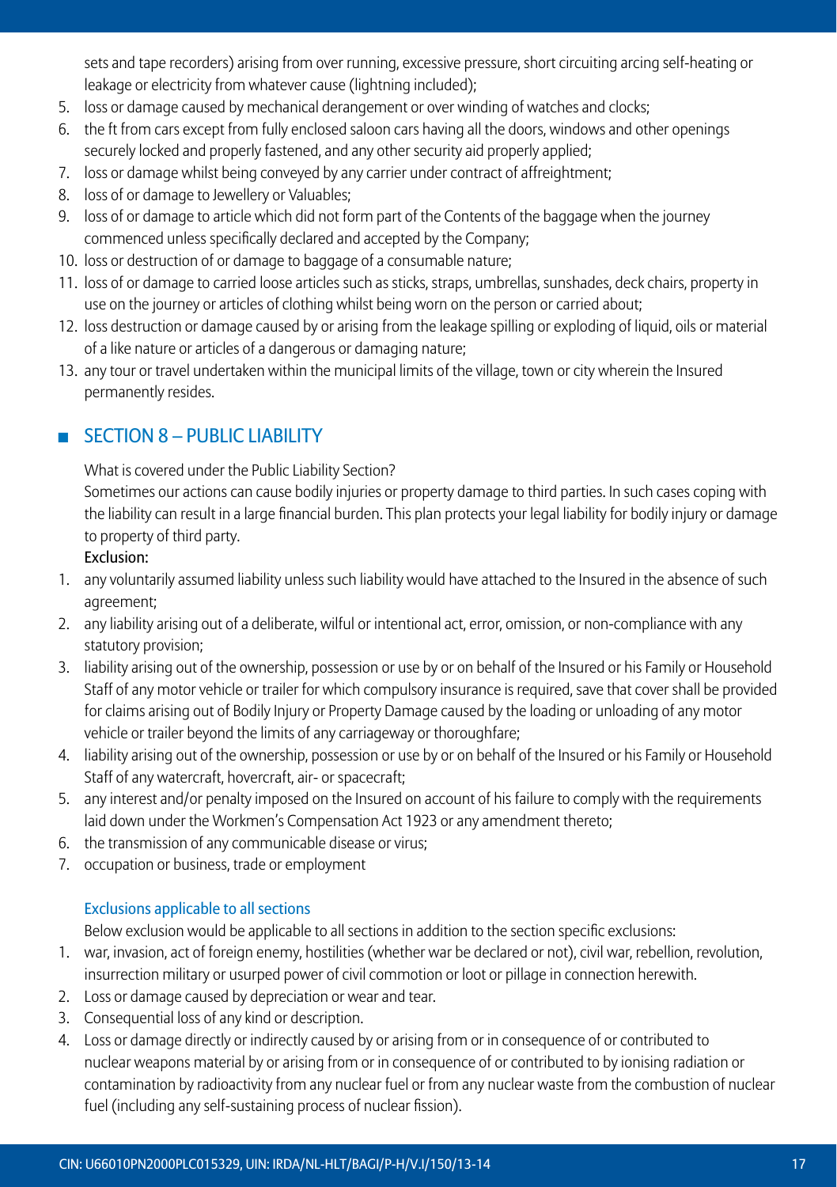sets and tape recorders) arising from over running, excessive pressure, short circuiting arcing self-heating or leakage or electricity from whatever cause (lightning included);

5. loss or damage caused by mechanical derangement or over winding of watches and clocks;
6. the ft from cars except from fully enclosed saloon cars having all the doors, windows and other openings securely locked and properly fastened, and any other security aid properly applied;
7. loss or damage whilst being conveyed by any carrier under contract of affreightment;
8. loss of or damage to Jewellery or Valuables;
9. loss of or damage to article which did not form part of the Contents of the baggage when the journey commenced unless specifically declared and accepted by the Company;
10. loss or destruction of or damage to baggage of a consumable nature;
11. loss of or damage to carried loose articles such as sticks, straps, umbrellas, sunshades, deck chairs, property in use on the journey or articles of clothing whilst being worn on the person or carried about;
12. loss destruction or damage caused by or arising from the leakage spilling or exploding of liquid, oils or material of a like nature or articles of a dangerous or damaging nature;
13. any tour or travel undertaken within the municipal limits of the village, town or city wherein the Insured permanently resides.

## SECTION 8 – PUBLIC LIABILITY

What is covered under the Public Liability Section?

Sometimes our actions can cause bodily injuries or property damage to third parties. In such cases coping with the liability can result in a large financial burden. This plan protects your legal liability for bodily injury or damage to property of third party.

**Exclusion:**

1. any voluntarily assumed liability unless such liability would have attached to the Insured in the absence of such agreement;
2. any liability arising out of a deliberate, wilful or intentional act, error, omission, or non-compliance with any statutory provision;
3. liability arising out of the ownership, possession or use by or on behalf of the Insured or his Family or Household Staff of any motor vehicle or trailer for which compulsory insurance is required, save that cover shall be provided for claims arising out of Bodily Injury or Property Damage caused by the loading or unloading of any motor vehicle or trailer beyond the limits of any carriageway or thoroughfare;
4. liability arising out of the ownership, possession or use by or on behalf of the Insured or his Family or Household Staff of any watercraft, hovercraft, air- or spacecraft;
5. any interest and/or penalty imposed on the Insured on account of his failure to comply with the requirements laid down under the Workmen's Compensation Act 1923 or any amendment thereto;
6. the transmission of any communicable disease or virus;
7. occupation or business, trade or employment

### Exclusions applicable to all sections

Below exclusion would be applicable to all sections in addition to the section specific exclusions:

1. war, invasion, act of foreign enemy, hostilities (whether war be declared or not), civil war, rebellion, revolution, insurrection military or usurped power of civil commotion or loot or pillage in connection herewith.
2. Loss or damage caused by depreciation or wear and tear.
3. Consequential loss of any kind or description.
4. Loss or damage directly or indirectly caused by or arising from or in consequence of or contributed to nuclear weapons material by or arising from or in consequence of or contributed to by ionising radiation or contamination by radioactivity from any nuclear fuel or from any nuclear waste from the combustion of nuclear fuel (including any self-sustaining process of nuclear fission).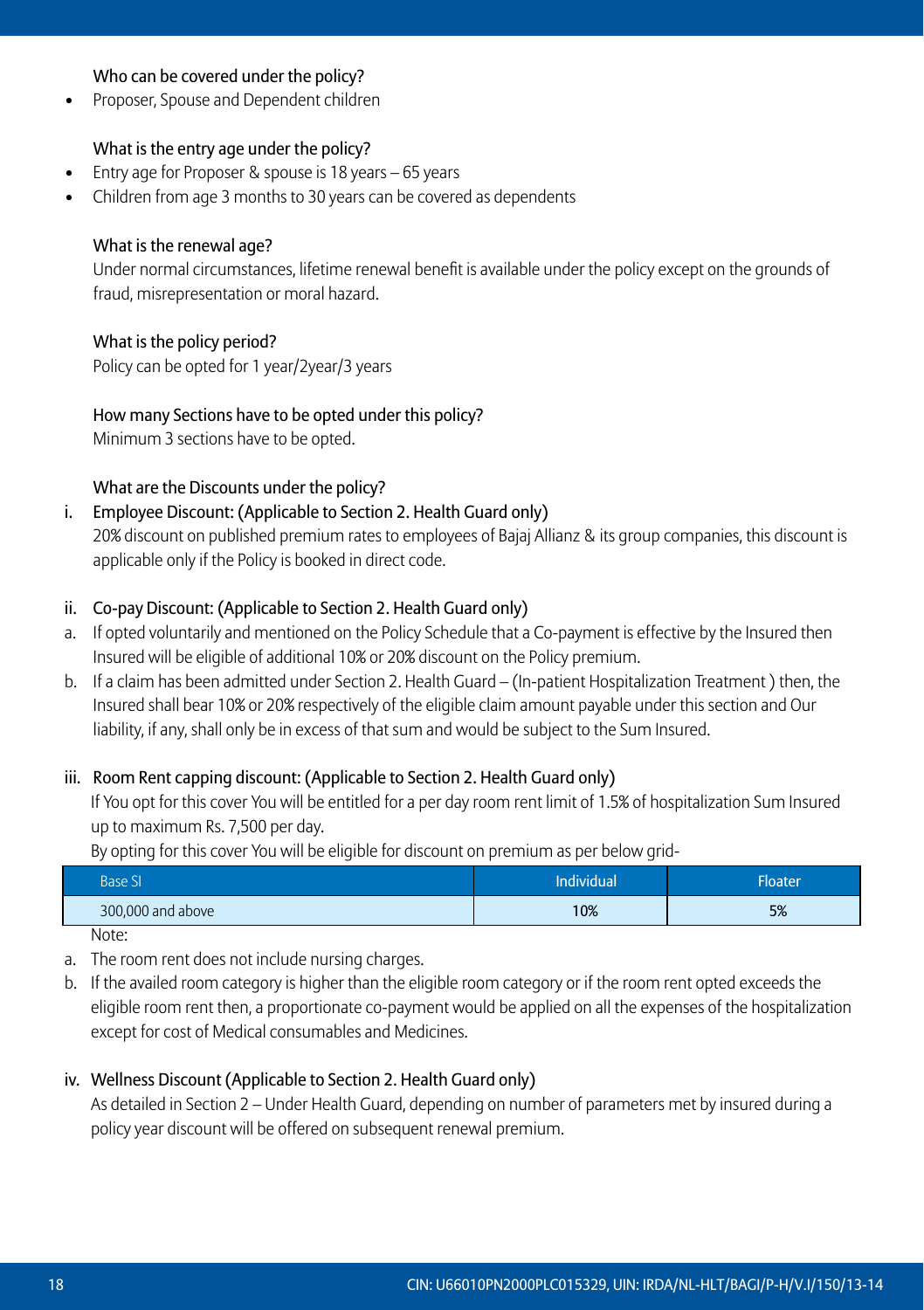### Who can be covered under the policy?

- Proposer, Spouse and Dependent children

### What is the entry age under the policy?

- Entry age for Proposer & spouse is 18 years – 65 years
- Children from age 3 months to 30 years can be covered as dependents

### What is the renewal age?

Under normal circumstances, lifetime renewal benefit is available under the policy except on the grounds of fraud, misrepresentation or moral hazard.

### What is the policy period?

Policy can be opted for 1 year/2year/3 years

### How many Sections have to be opted under this policy?

Minimum 3 sections have to be opted.

### What are the Discounts under the policy?

i. Employee Discount: (Applicable to Section 2. Health Guard only)

20% discount on published premium rates to employees of Bajaj Allianz & its group companies, this discount is applicable only if the Policy is booked in direct code.

ii. Co-pay Discount: (Applicable to Section 2. Health Guard only)

a. If opted voluntarily and mentioned on the Policy Schedule that a Co-payment is effective by the Insured then Insured will be eligible of additional 10% or 20% discount on the Policy premium.

b. If a claim has been admitted under Section 2. Health Guard – (In-patient Hospitalization Treatment ) then, the Insured shall bear 10% or 20% respectively of the eligible claim amount payable under this section and Our liability, if any, shall only be in excess of that sum and would be subject to the Sum Insured.

iii. Room Rent capping discount: (Applicable to Section 2. Health Guard only)

If You opt for this cover You will be entitled for a per day room rent limit of 1.5% of hospitalization Sum Insured up to maximum Rs. 7,500 per day.

By opting for this cover You will be eligible for discount on premium as per below grid-

| Base SI | Individual | Floater |
|---|---|---|
| 300,000 and above | 10% | 5% |

Note:

a. The room rent does not include nursing charges.

b. If the availed room category is higher than the eligible room category or if the room rent opted exceeds the eligible room rent then, a proportionate co-payment would be applied on all the expenses of the hospitalization except for cost of Medical consumables and Medicines.

iv. Wellness Discount (Applicable to Section 2. Health Guard only)

As detailed in Section 2 – Under Health Guard, depending on number of parameters met by insured during a policy year discount will be offered on subsequent renewal premium.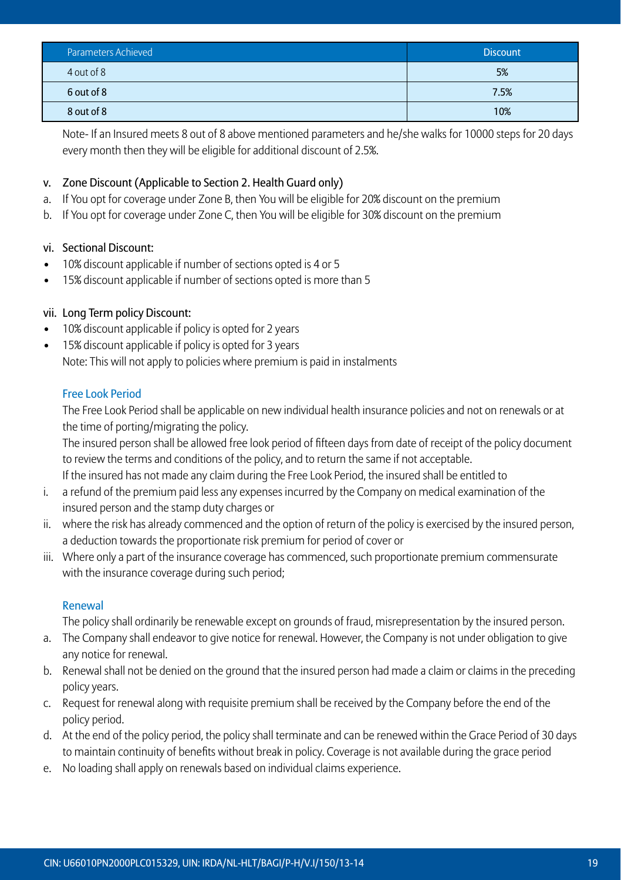| Parameters Achieved | Discount |
|---|---|
| 4 out of 8 | 5% |
| 6 out of 8 | 7.5% |
| 8 out of 8 | 10% |

Note- If an Insured meets 8 out of 8 above mentioned parameters and he/she walks for 10000 steps for 20 days every month then they will be eligible for additional discount of 2.5%.

v. Zone Discount (Applicable to Section 2. Health Guard only)

a. If You opt for coverage under Zone B, then You will be eligible for 20% discount on the premium
b. If You opt for coverage under Zone C, then You will be eligible for 30% discount on the premium

vi. Sectional Discount:

- 10% discount applicable if number of sections opted is 4 or 5
- 15% discount applicable if number of sections opted is more than 5

vii. Long Term policy Discount:

- 10% discount applicable if policy is opted for 2 years
- 15% discount applicable if policy is opted for 3 years

Note: This will not apply to policies where premium is paid in instalments

### Free Look Period

The Free Look Period shall be applicable on new individual health insurance policies and not on renewals or at the time of porting/migrating the policy.

The insured person shall be allowed free look period of fifteen days from date of receipt of the policy document to review the terms and conditions of the policy, and to return the same if not acceptable.

If the insured has not made any claim during the Free Look Period, the insured shall be entitled to

i. a refund of the premium paid less any expenses incurred by the Company on medical examination of the insured person and the stamp duty charges or
ii. where the risk has already commenced and the option of return of the policy is exercised by the insured person, a deduction towards the proportionate risk premium for period of cover or
iii. Where only a part of the insurance coverage has commenced, such proportionate premium commensurate with the insurance coverage during such period;

### Renewal

The policy shall ordinarily be renewable except on grounds of fraud, misrepresentation by the insured person.

a. The Company shall endeavor to give notice for renewal. However, the Company is not under obligation to give any notice for renewal.
b. Renewal shall not be denied on the ground that the insured person had made a claim or claims in the preceding policy years.
c. Request for renewal along with requisite premium shall be received by the Company before the end of the policy period.
d. At the end of the policy period, the policy shall terminate and can be renewed within the Grace Period of 30 days to maintain continuity of benefits without break in policy. Coverage is not available during the grace period
e. No loading shall apply on renewals based on individual claims experience.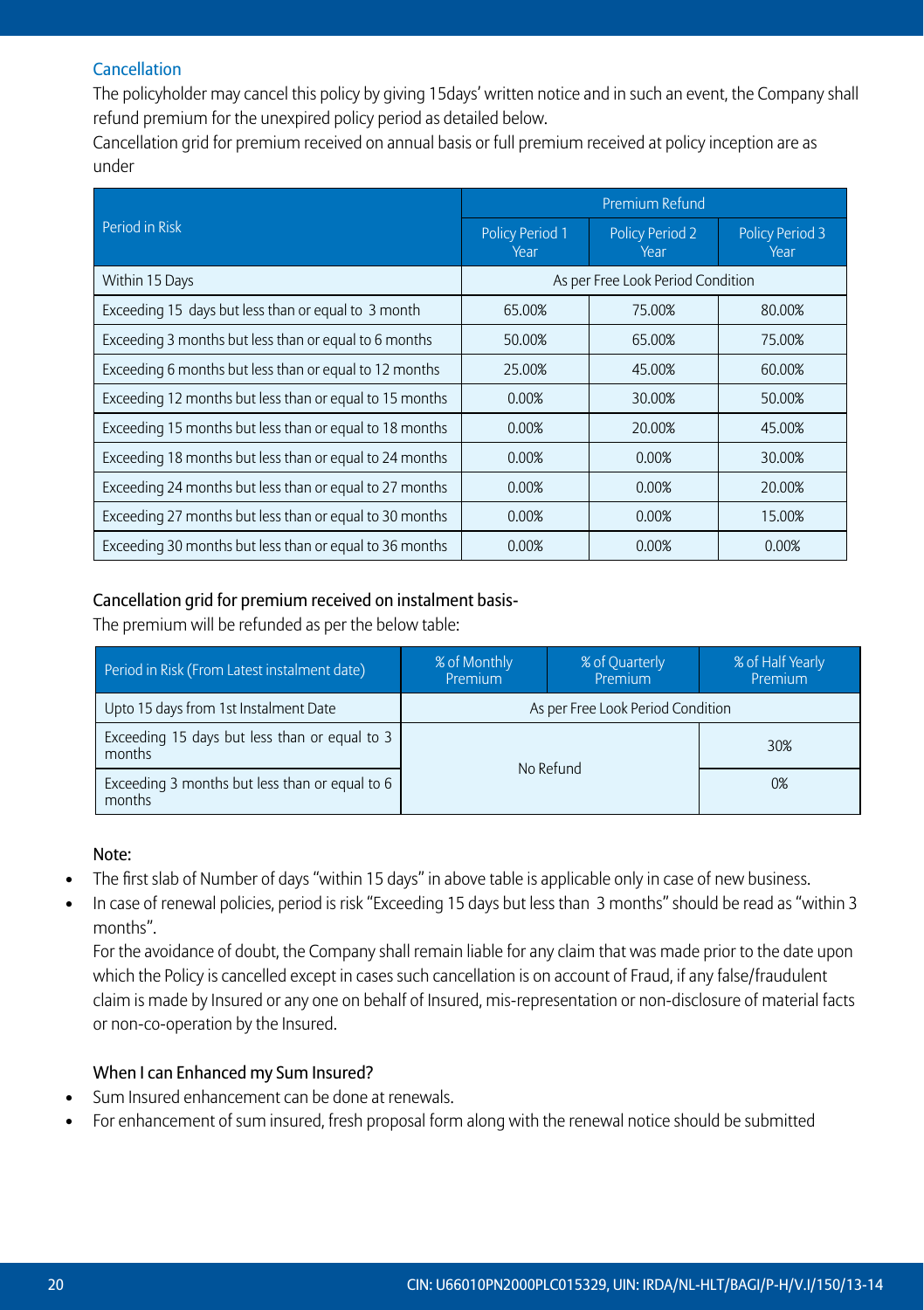### Cancellation

The policyholder may cancel this policy by giving 15days' written notice and in such an event, the Company shall refund premium for the unexpired policy period as detailed below.

Cancellation grid for premium received on annual basis or full premium received at policy inception are as under

| Period in Risk | Premium Refund | | |
|---|---|---|---|
| | Policy Period 1 Year | Policy Period 2 Year | Policy Period 3 Year |
| Within 15 Days | As per Free Look Period Condition | | |
| Exceeding 15 days but less than or equal to 3 month | 65.00% | 75.00% | 80.00% |
| Exceeding 3 months but less than or equal to 6 months | 50.00% | 65.00% | 75.00% |
| Exceeding 6 months but less than or equal to 12 months | 25.00% | 45.00% | 60.00% |
| Exceeding 12 months but less than or equal to 15 months | 0.00% | 30.00% | 50.00% |
| Exceeding 15 months but less than or equal to 18 months | 0.00% | 20.00% | 45.00% |
| Exceeding 18 months but less than or equal to 24 months | 0.00% | 0.00% | 30.00% |
| Exceeding 24 months but less than or equal to 27 months | 0.00% | 0.00% | 20.00% |
| Exceeding 27 months but less than or equal to 30 months | 0.00% | 0.00% | 15.00% |
| Exceeding 30 months but less than or equal to 36 months | 0.00% | 0.00% | 0.00% |

### Cancellation grid for premium received on instalment basis-

The premium will be refunded as per the below table:

| Period in Risk (From Latest instalment date) | % of Monthly Premium | % of Quarterly Premium | % of Half Yearly Premium |
|---|---|---|---|
| Upto 15 days from 1st Instalment Date | As per Free Look Period Condition | | |
| Exceeding 15 days but less than or equal to 3 months | No Refund | | 30% |
| Exceeding 3 months but less than or equal to 6 months | | | 0% |

Note:

- The first slab of Number of days "within 15 days" in above table is applicable only in case of new business.
- In case of renewal policies, period is risk "Exceeding 15 days but less than 3 months" should be read as "within 3 months".

  For the avoidance of doubt, the Company shall remain liable for any claim that was made prior to the date upon which the Policy is cancelled except in cases such cancellation is on account of Fraud, if any false/fraudulent claim is made by Insured or any one on behalf of Insured, mis-representation or non-disclosure of material facts or non-co-operation by the Insured.

### When I can Enhanced my Sum Insured?

- Sum Insured enhancement can be done at renewals.
- For enhancement of sum insured, fresh proposal form along with the renewal notice should be submitted

CIN: U66010PN2000PLC015329, UIN: IRDA/NL-HLT/BAGI/P-H/V.I/150/13-14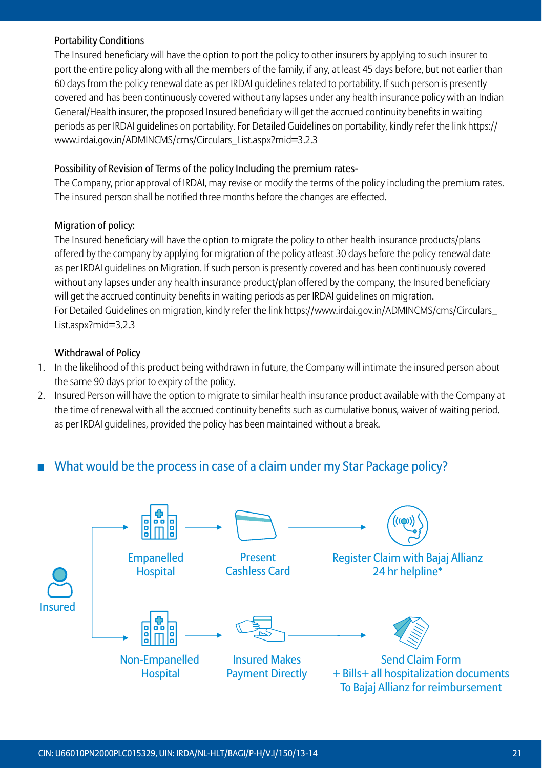### Portability Conditions

The Insured beneficiary will have the option to port the policy to other insurers by applying to such insurer to port the entire policy along with all the members of the family, if any, at least 45 days before, but not earlier than 60 days from the policy renewal date as per IRDAI guidelines related to portability. If such person is presently covered and has been continuously covered without any lapses under any health insurance policy with an Indian General/Health insurer, the proposed Insured beneficiary will get the accrued continuity benefits in waiting periods as per IRDAI guidelines on portability. For Detailed Guidelines on portability, kindly refer the link https://www.irdai.gov.in/ADMINCMS/cms/Circulars_List.aspx?mid=3.2.3

### Possibility of Revision of Terms of the policy Including the premium rates-

The Company, prior approval of IRDAI, may revise or modify the terms of the policy including the premium rates. The insured person shall be notified three months before the changes are effected.

### Migration of policy:

The Insured beneficiary will have the option to migrate the policy to other health insurance products/plans offered by the company by applying for migration of the policy atleast 30 days before the policy renewal date as per IRDAI guidelines on Migration. If such person is presently covered and has been continuously covered without any lapses under any health insurance product/plan offered by the company, the Insured beneficiary will get the accrued continuity benefits in waiting periods as per IRDAI guidelines on migration.
For Detailed Guidelines on migration, kindly refer the link https://www.irdai.gov.in/ADMINCMS/cms/Circulars_List.aspx?mid=3.2.3

### Withdrawal of Policy

1. In the likelihood of this product being withdrawn in future, the Company will intimate the insured person about the same 90 days prior to expiry of the policy.
2. Insured Person will have the option to migrate to similar health insurance product available with the Company at the time of renewal with all the accrued continuity benefits such as cumulative bonus, waiver of waiting period. as per IRDAI guidelines, provided the policy has been maintained without a break.

## What would be the process in case of a claim under my Star Package policy?

Insured

- Empanelled Hospital → Present Cashless Card → Register Claim with Bajaj Allianz 24 hr helpline*
- Non-Empanelled Hospital → Insured Makes Payment Directly → Send Claim Form + Bills+ all hospitalization documents To Bajaj Allianz for reimbursement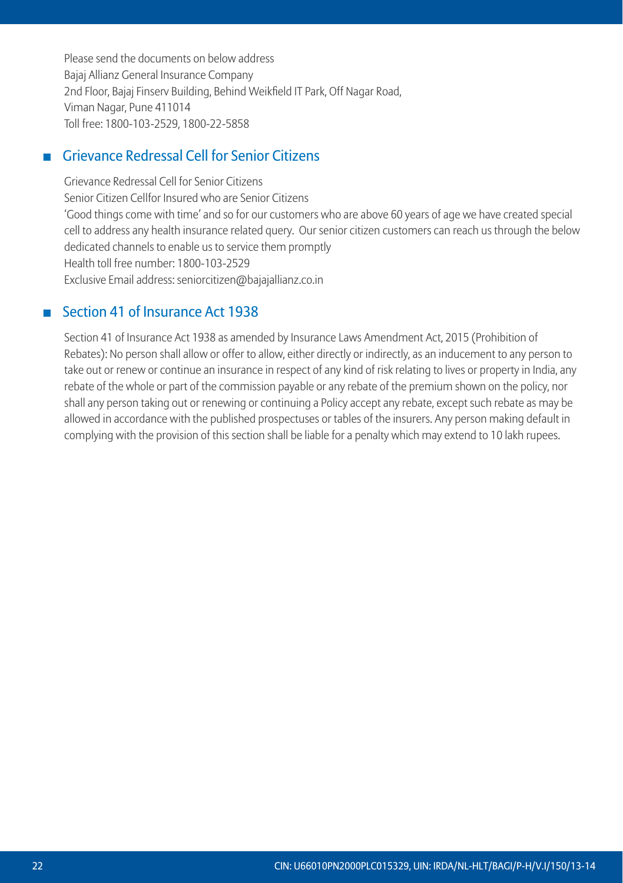Please send the documents on below address
Bajaj Allianz General Insurance Company
2nd Floor, Bajaj Finserv Building, Behind Weikfield IT Park, Off Nagar Road,
Viman Nagar, Pune 411014
Toll free: 1800-103-2529, 1800-22-5858

## Grievance Redressal Cell for Senior Citizens

Grievance Redressal Cell for Senior Citizens
Senior Citizen Cellfor Insured who are Senior Citizens
'Good things come with time' and so for our customers who are above 60 years of age we have created special cell to address any health insurance related query. Our senior citizen customers can reach us through the below dedicated channels to enable us to service them promptly
Health toll free number: 1800-103-2529
Exclusive Email address: seniorcitizen@bajajallianz.co.in

## Section 41 of Insurance Act 1938

Section 41 of Insurance Act 1938 as amended by Insurance Laws Amendment Act, 2015 (Prohibition of Rebates): No person shall allow or offer to allow, either directly or indirectly, as an inducement to any person to take out or renew or continue an insurance in respect of any kind of risk relating to lives or property in India, any rebate of the whole or part of the commission payable or any rebate of the premium shown on the policy, nor shall any person taking out or renewing or continuing a Policy accept any rebate, except such rebate as may be allowed in accordance with the published prospectuses or tables of the insurers. Any person making default in complying with the provision of this section shall be liable for a penalty which may extend to 10 lakh rupees.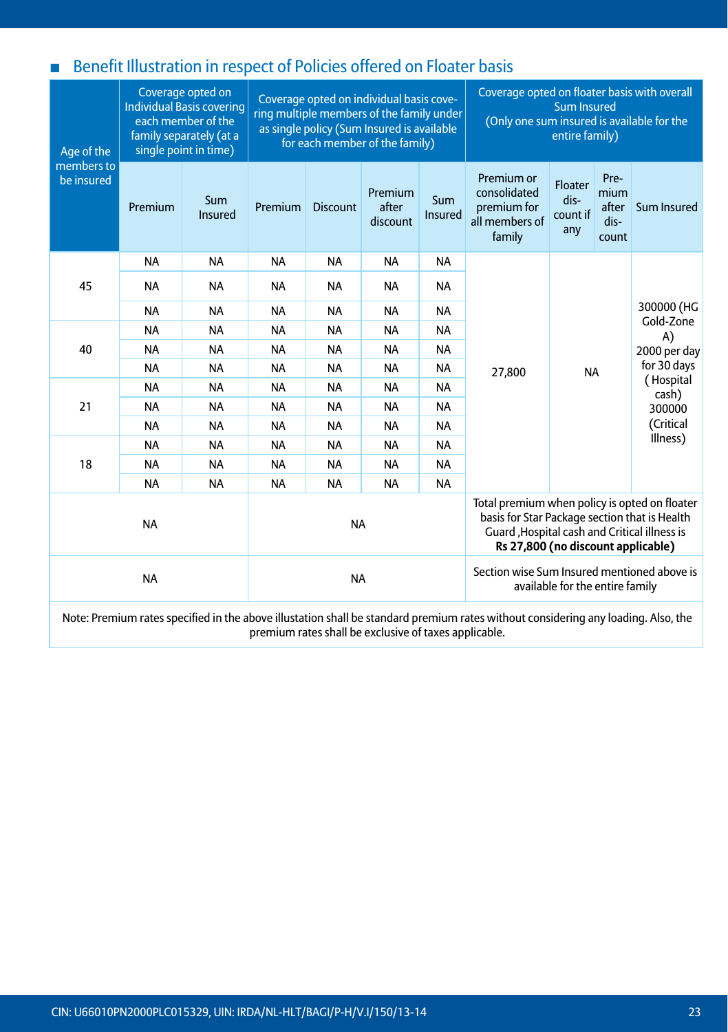## Benefit Illustration in respect of Policies offered on Floater basis

| Age of the members to be insured | Coverage opted on Individual Basis covering each member of the family separately (at a single point in time) | | Coverage opted on individual basis covering multiple members of the family under as single policy (Sum Insured is available for each member of the family) | | | | Coverage opted on floater basis with overall Sum Insured (Only one sum insured is available for the entire family) | | | |
|---|---|---|---|---|---|---|---|---|---|---|
| | Premium | Sum Insured | Premium | Discount | Premium after discount | Sum Insured | Premium or consolidated premium for all members of family | Floater discount if any | Premium after discount | Sum Insured |
| 45 | NA | NA | NA | NA | NA | NA | 27,800 | NA | | 300000 (HG Gold-Zone A) 2000 per day for 30 days ( Hospital cash) 300000 (Critical Illness) |
| | NA | NA | NA | NA | NA | NA | | | | |
| | NA | NA | NA | NA | NA | NA | | | | |
| 40 | NA | NA | NA | NA | NA | NA | | | | |
| | NA | NA | NA | NA | NA | NA | | | | |
| | NA | NA | NA | NA | NA | NA | | | | |
| 21 | NA | NA | NA | NA | NA | NA | | | | |
| | NA | NA | NA | NA | NA | NA | | | | |
| | NA | NA | NA | NA | NA | NA | | | | |
| 18 | NA | NA | NA | NA | NA | NA | | | | |
| | NA | NA | NA | NA | NA | NA | | | | |
| | NA | NA | NA | NA | NA | NA | | | | |
| NA | | | NA | | | | Total premium when policy is opted on floater basis for Star Package section that is Health Guard ,Hospital cash and Critical illness is **Rs 27,800 (no discount applicable)** | | | |
| NA | | | NA | | | | Section wise Sum Insured mentioned above is available for the entire family | | | |

Note: Premium rates specified in the above illustation shall be standard premium rates without considering any loading. Also, the premium rates shall be exclusive of taxes applicable.

CIN: U66010PN2000PLC015329, UIN: IRDA/NL-HLT/BAGI/P-H/V.I/150/13-14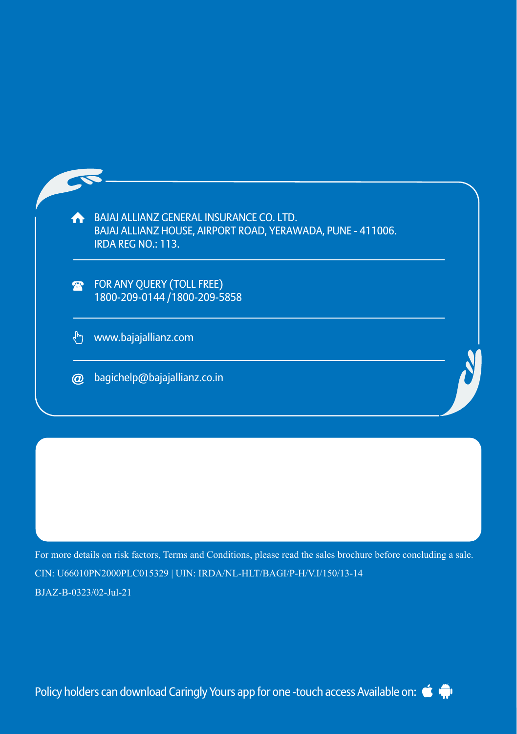BAJAJ ALLIANZ GENERAL INSURANCE CO. LTD.
BAJAJ ALLIANZ HOUSE, AIRPORT ROAD, YERAWADA, PUNE - 411006.
IRDA REG NO.: 113.

FOR ANY QUERY (TOLL FREE)
1800-209-0144 /1800-209-5858

www.bajajallianz.com

bagichelp@bajajallianz.co.in

For more details on risk factors, Terms and Conditions, please read the sales brochure before concluding a sale.

CIN: U66010PN2000PLC015329 | UIN: IRDA/NL-HLT/BAGI/P-H/V.I/150/13-14

BJAZ-B-0323/02-Jul-21

Policy holders can download Caringly Yours app for one -touch access Available on: